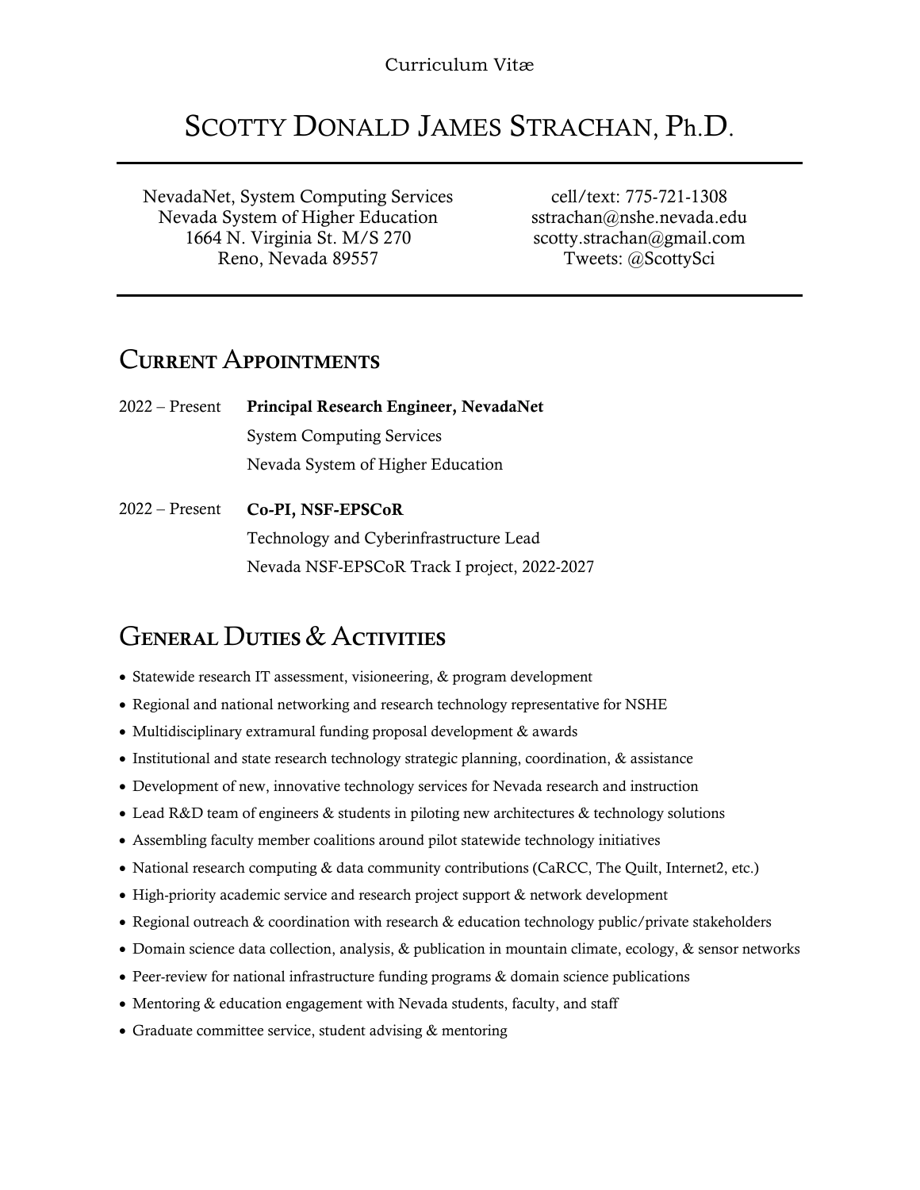Curriculum Vitæ

# Scotty Donald James Strachan, Ph.D.

NevadaNet, System Computing Services
Nevada System of Higher Education
1664 N. Virginia St. M/S 270
Reno, Nevada 89557

cell/text: 775-721-1308
sstrachan@nshe.nevada.edu
scotty.strachan@gmail.com
Tweets: @ScottySci

## Current Appointments

2022 – Present **Principal Research Engineer, NevadaNet**
System Computing Services
Nevada System of Higher Education

2022 – Present **Co-PI, NSF-EPSCoR**
Technology and Cyberinfrastructure Lead
Nevada NSF-EPSCoR Track I project, 2022-2027

## General Duties & Activities

- Statewide research IT assessment, visioneering, & program development
- Regional and national networking and research technology representative for NSHE
- Multidisciplinary extramural funding proposal development & awards
- Institutional and state research technology strategic planning, coordination, & assistance
- Development of new, innovative technology services for Nevada research and instruction
- Lead R&D team of engineers & students in piloting new architectures & technology solutions
- Assembling faculty member coalitions around pilot statewide technology initiatives
- National research computing & data community contributions (CaRCC, The Quilt, Internet2, etc.)
- High-priority academic service and research project support & network development
- Regional outreach & coordination with research & education technology public/private stakeholders
- Domain science data collection, analysis, & publication in mountain climate, ecology, & sensor networks
- Peer-review for national infrastructure funding programs & domain science publications
- Mentoring & education engagement with Nevada students, faculty, and staff
- Graduate committee service, student advising & mentoring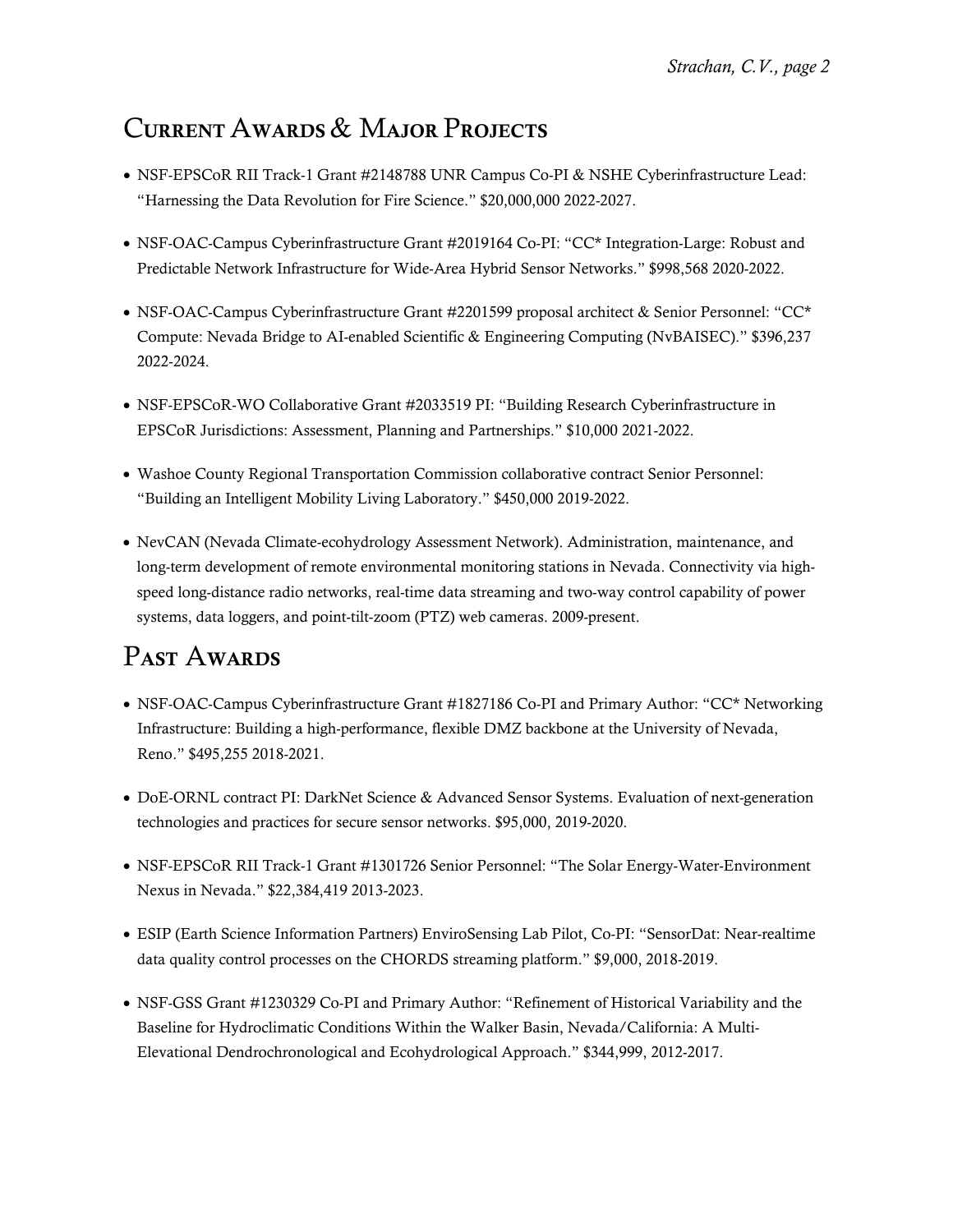## Current Awards & Major Projects

- NSF-EPSCoR RII Track-1 Grant #2148788 UNR Campus Co-PI & NSHE Cyberinfrastructure Lead: "Harnessing the Data Revolution for Fire Science." $20,000,000 2022-2027.

- NSF-OAC-Campus Cyberinfrastructure Grant #2019164 Co-PI: "CC* Integration-Large: Robust and Predictable Network Infrastructure for Wide-Area Hybrid Sensor Networks." $998,568 2020-2022.

- NSF-OAC-Campus Cyberinfrastructure Grant #2201599 proposal architect & Senior Personnel: "CC* Compute: Nevada Bridge to AI-enabled Scientific & Engineering Computing (NvBAISEC)." $396,237 2022-2024.

- NSF-EPSCoR-WO Collaborative Grant #2033519 PI: "Building Research Cyberinfrastructure in EPSCoR Jurisdictions: Assessment, Planning and Partnerships." $10,000 2021-2022.

- Washoe County Regional Transportation Commission collaborative contract Senior Personnel: "Building an Intelligent Mobility Living Laboratory." $450,000 2019-2022.

- NevCAN (Nevada Climate-ecohydrology Assessment Network). Administration, maintenance, and long-term development of remote environmental monitoring stations in Nevada. Connectivity via high-speed long-distance radio networks, real-time data streaming and two-way control capability of power systems, data loggers, and point-tilt-zoom (PTZ) web cameras. 2009-present.

## Past Awards

- NSF-OAC-Campus Cyberinfrastructure Grant #1827186 Co-PI and Primary Author: "CC* Networking Infrastructure: Building a high-performance, flexible DMZ backbone at the University of Nevada, Reno." $495,255 2018-2021.

- DoE-ORNL contract PI: DarkNet Science & Advanced Sensor Systems. Evaluation of next-generation technologies and practices for secure sensor networks. $95,000, 2019-2020.

- NSF-EPSCoR RII Track-1 Grant #1301726 Senior Personnel: "The Solar Energy-Water-Environment Nexus in Nevada." $22,384,419 2013-2023.

- ESIP (Earth Science Information Partners) EnviroSensing Lab Pilot, Co-PI: "SensorDat: Near-realtime data quality control processes on the CHORDS streaming platform." $9,000, 2018-2019.

- NSF-GSS Grant #1230329 Co-PI and Primary Author: "Refinement of Historical Variability and the Baseline for Hydroclimatic Conditions Within the Walker Basin, Nevada/California: A Multi-Elevational Dendrochronological and Ecohydrological Approach." $344,999, 2012-2017.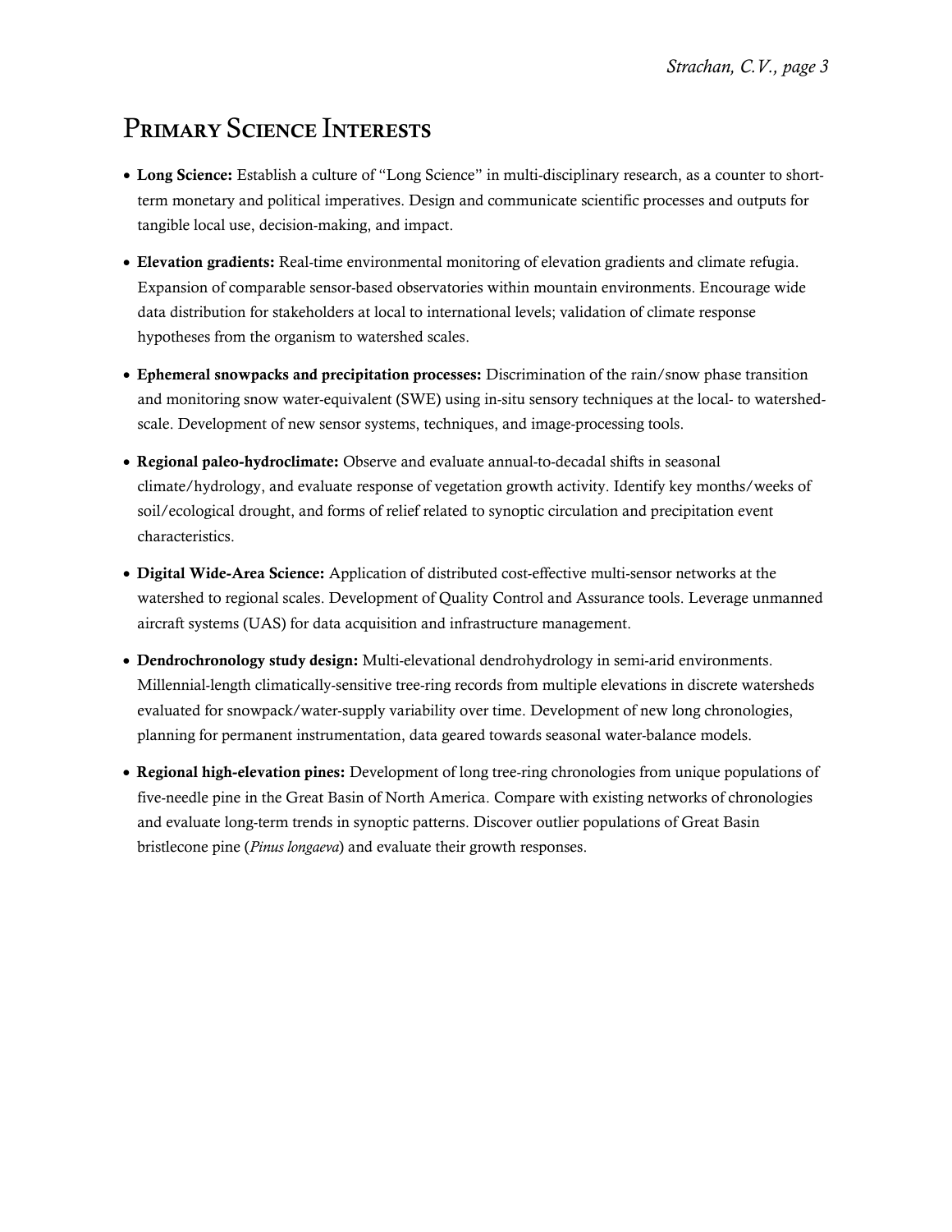# Primary Science Interests

- **Long Science:** Establish a culture of "Long Science" in multi-disciplinary research, as a counter to short-term monetary and political imperatives. Design and communicate scientific processes and outputs for tangible local use, decision-making, and impact.
- **Elevation gradients:** Real-time environmental monitoring of elevation gradients and climate refugia. Expansion of comparable sensor-based observatories within mountain environments. Encourage wide data distribution for stakeholders at local to international levels; validation of climate response hypotheses from the organism to watershed scales.
- **Ephemeral snowpacks and precipitation processes:** Discrimination of the rain/snow phase transition and monitoring snow water-equivalent (SWE) using in-situ sensory techniques at the local- to watershed-scale. Development of new sensor systems, techniques, and image-processing tools.
- **Regional paleo-hydroclimate:** Observe and evaluate annual-to-decadal shifts in seasonal climate/hydrology, and evaluate response of vegetation growth activity. Identify key months/weeks of soil/ecological drought, and forms of relief related to synoptic circulation and precipitation event characteristics.
- **Digital Wide-Area Science:** Application of distributed cost-effective multi-sensor networks at the watershed to regional scales. Development of Quality Control and Assurance tools. Leverage unmanned aircraft systems (UAS) for data acquisition and infrastructure management.
- **Dendrochronology study design:** Multi-elevational dendrohydrology in semi-arid environments. Millennial-length climatically-sensitive tree-ring records from multiple elevations in discrete watersheds evaluated for snowpack/water-supply variability over time. Development of new long chronologies, planning for permanent instrumentation, data geared towards seasonal water-balance models.
- **Regional high-elevation pines:** Development of long tree-ring chronologies from unique populations of five-needle pine in the Great Basin of North America. Compare with existing networks of chronologies and evaluate long-term trends in synoptic patterns. Discover outlier populations of Great Basin bristlecone pine (*Pinus longaeva*) and evaluate their growth responses.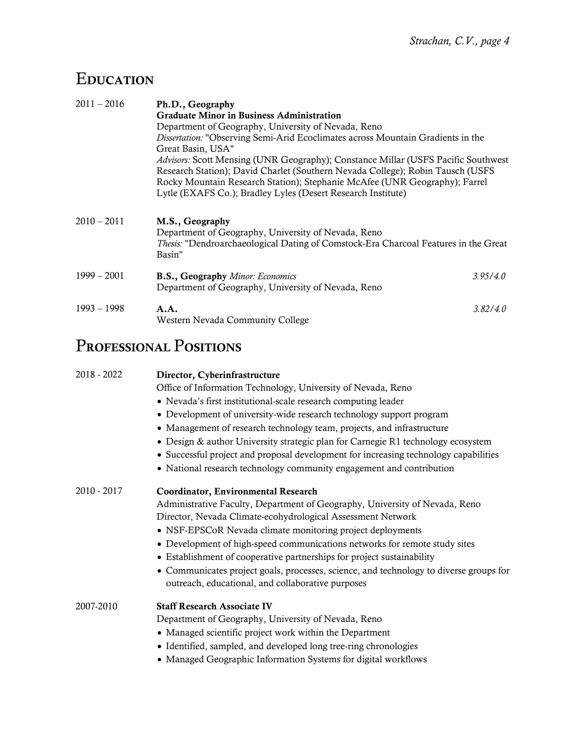## Education

**2011 – 2016** — **Ph.D., Geography**
**Graduate Minor in Business Administration**
Department of Geography, University of Nevada, Reno
*Dissertation:* "Observing Semi-Arid Ecoclimates across Mountain Gradients in the Great Basin, USA"
*Advisors:* Scott Mensing (UNR Geography); Constance Millar (USFS Pacific Southwest Research Station); David Charlet (Southern Nevada College); Robin Tausch (USFS Rocky Mountain Research Station); Stephanie McAfee (UNR Geography); Farrel Lytle (EXAFS Co.); Bradley Lyles (Desert Research Institute)

**2010 – 2011** — **M.S., Geography**
Department of Geography, University of Nevada, Reno
*Thesis:* "Dendroarchaeological Dating of Comstock-Era Charcoal Features in the Great Basin"

**1999 – 2001** — **B.S., Geography** *Minor: Economics* — *3.95/4.0*
Department of Geography, University of Nevada, Reno

**1993 – 1998** — **A.A.** — *3.82/4.0*
Western Nevada Community College

## Professional Positions

**2018 - 2022** — **Director, Cyberinfrastructure**
Office of Information Technology, University of Nevada, Reno

- Nevada's first institutional-scale research computing leader
- Development of university-wide research technology support program
- Management of research technology team, projects, and infrastructure
- Design & author University strategic plan for Carnegie R1 technology ecosystem
- Successful project and proposal development for increasing technology capabilities
- National research technology community engagement and contribution

**2010 - 2017** — **Coordinator, Environmental Research**
Administrative Faculty, Department of Geography, University of Nevada, Reno
Director, Nevada Climate-ecohydrological Assessment Network

- NSF-EPSCoR Nevada climate monitoring project deployments
- Development of high-speed communications networks for remote study sites
- Establishment of cooperative partnerships for project sustainability
- Communicates project goals, processes, science, and technology to diverse groups for outreach, educational, and collaborative purposes

**2007-2010** — **Staff Research Associate IV**
Department of Geography, University of Nevada, Reno

- Managed scientific project work within the Department
- Identified, sampled, and developed long tree-ring chronologies
- Managed Geographic Information Systems for digital workflows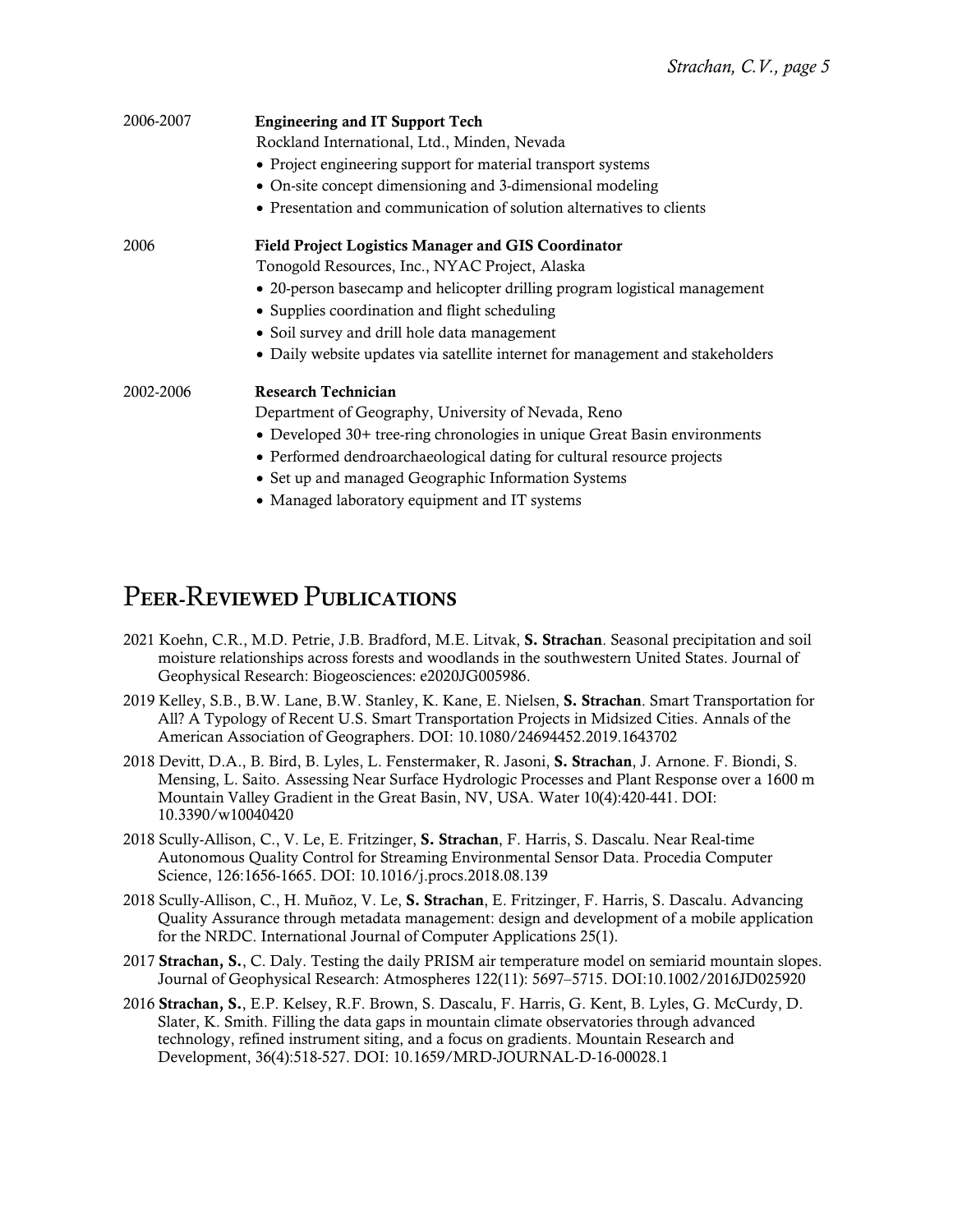2006-2007 **Engineering and IT Support Tech**
Rockland International, Ltd., Minden, Nevada

- Project engineering support for material transport systems
- On-site concept dimensioning and 3-dimensional modeling
- Presentation and communication of solution alternatives to clients

2006 **Field Project Logistics Manager and GIS Coordinator**
Tonogold Resources, Inc., NYAC Project, Alaska

- 20-person basecamp and helicopter drilling program logistical management
- Supplies coordination and flight scheduling
- Soil survey and drill hole data management
- Daily website updates via satellite internet for management and stakeholders

2002-2006 **Research Technician**
Department of Geography, University of Nevada, Reno

- Developed 30+ tree-ring chronologies in unique Great Basin environments
- Performed dendroarchaeological dating for cultural resource projects
- Set up and managed Geographic Information Systems
- Managed laboratory equipment and IT systems

# Peer-Reviewed Publications

2021 Koehn, C.R., M.D. Petrie, J.B. Bradford, M.E. Litvak, **S. Strachan**. Seasonal precipitation and soil moisture relationships across forests and woodlands in the southwestern United States. Journal of Geophysical Research: Biogeosciences: e2020JG005986.

2019 Kelley, S.B., B.W. Lane, B.W. Stanley, K. Kane, E. Nielsen, **S. Strachan**. Smart Transportation for All? A Typology of Recent U.S. Smart Transportation Projects in Midsized Cities. Annals of the American Association of Geographers. DOI: 10.1080/24694452.2019.1643702

2018 Devitt, D.A., B. Bird, B. Lyles, L. Fenstermaker, R. Jasoni, **S. Strachan**, J. Arnone. F. Biondi, S. Mensing, L. Saito. Assessing Near Surface Hydrologic Processes and Plant Response over a 1600 m Mountain Valley Gradient in the Great Basin, NV, USA. Water 10(4):420-441. DOI: 10.3390/w10040420

2018 Scully-Allison, C., V. Le, E. Fritzinger, **S. Strachan**, F. Harris, S. Dascalu. Near Real-time Autonomous Quality Control for Streaming Environmental Sensor Data. Procedia Computer Science, 126:1656-1665. DOI: 10.1016/j.procs.2018.08.139

2018 Scully-Allison, C., H. Muñoz, V. Le, **S. Strachan**, E. Fritzinger, F. Harris, S. Dascalu. Advancing Quality Assurance through metadata management: design and development of a mobile application for the NRDC. International Journal of Computer Applications 25(1).

2017 **Strachan, S.**, C. Daly. Testing the daily PRISM air temperature model on semiarid mountain slopes. Journal of Geophysical Research: Atmospheres 122(11): 5697–5715. DOI:10.1002/2016JD025920

2016 **Strachan, S.**, E.P. Kelsey, R.F. Brown, S. Dascalu, F. Harris, G. Kent, B. Lyles, G. McCurdy, D. Slater, K. Smith. Filling the data gaps in mountain climate observatories through advanced technology, refined instrument siting, and a focus on gradients. Mountain Research and Development, 36(4):518-527. DOI: 10.1659/MRD-JOURNAL-D-16-00028.1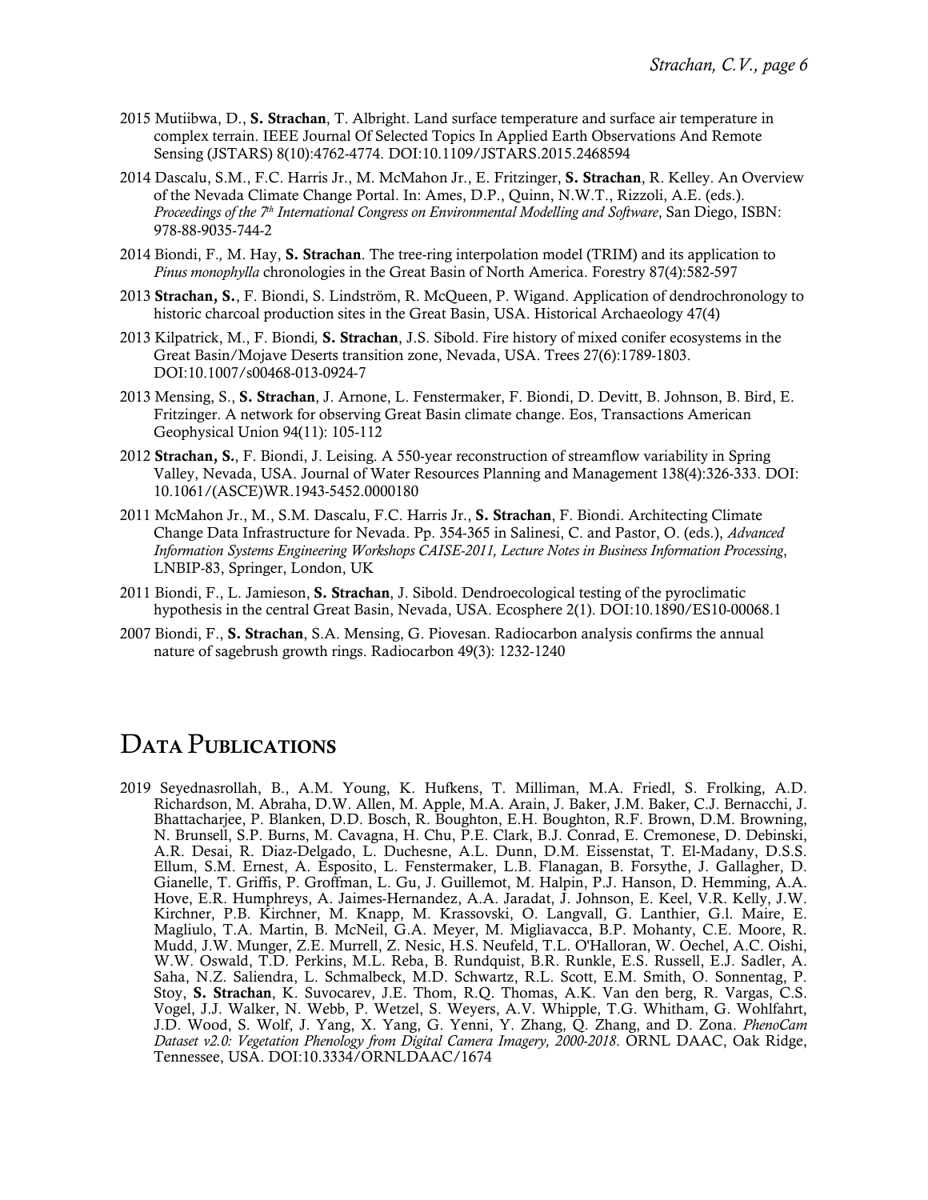2015 Mutiibwa, D., **S. Strachan**, T. Albright. Land surface temperature and surface air temperature in complex terrain. IEEE Journal Of Selected Topics In Applied Earth Observations And Remote Sensing (JSTARS) 8(10):4762-4774. DOI:10.1109/JSTARS.2015.2468594

2014 Dascalu, S.M., F.C. Harris Jr., M. McMahon Jr., E. Fritzinger, **S. Strachan**, R. Kelley. An Overview of the Nevada Climate Change Portal. In: Ames, D.P., Quinn, N.W.T., Rizzoli, A.E. (eds.). *Proceedings of the 7th International Congress on Environmental Modelling and Software*, San Diego, ISBN: 978-88-9035-744-2

2014 Biondi, F., M. Hay, **S. Strachan**. The tree-ring interpolation model (TRIM) and its application to *Pinus monophylla* chronologies in the Great Basin of North America. Forestry 87(4):582-597

2013 **Strachan, S.**, F. Biondi, S. Lindström, R. McQueen, P. Wigand. Application of dendrochronology to historic charcoal production sites in the Great Basin, USA. Historical Archaeology 47(4)

2013 Kilpatrick, M., F. Biondi, **S. Strachan**, J.S. Sibold. Fire history of mixed conifer ecosystems in the Great Basin/Mojave Deserts transition zone, Nevada, USA. Trees 27(6):1789-1803. DOI:10.1007/s00468-013-0924-7

2013 Mensing, S., **S. Strachan**, J. Arnone, L. Fenstermaker, F. Biondi, D. Devitt, B. Johnson, B. Bird, E. Fritzinger. A network for observing Great Basin climate change. Eos, Transactions American Geophysical Union 94(11): 105-112

2012 **Strachan, S.**, F. Biondi, J. Leising. A 550-year reconstruction of streamflow variability in Spring Valley, Nevada, USA. Journal of Water Resources Planning and Management 138(4):326-333. DOI: 10.1061/(ASCE)WR.1943-5452.0000180

2011 McMahon Jr., M., S.M. Dascalu, F.C. Harris Jr., **S. Strachan**, F. Biondi. Architecting Climate Change Data Infrastructure for Nevada. Pp. 354-365 in Salinesi, C. and Pastor, O. (eds.), *Advanced Information Systems Engineering Workshops CAISE-2011, Lecture Notes in Business Information Processing*, LNBIP-83, Springer, London, UK

2011 Biondi, F., L. Jamieson, **S. Strachan**, J. Sibold. Dendroecological testing of the pyroclimatic hypothesis in the central Great Basin, Nevada, USA. Ecosphere 2(1). DOI:10.1890/ES10-00068.1

2007 Biondi, F., **S. Strachan**, S.A. Mensing, G. Piovesan. Radiocarbon analysis confirms the annual nature of sagebrush growth rings. Radiocarbon 49(3): 1232-1240

# Data Publications

2019 Seyednasrollah, B., A.M. Young, K. Hufkens, T. Milliman, M.A. Friedl, S. Frolking, A.D. Richardson, M. Abraha, D.W. Allen, M. Apple, M.A. Arain, J. Baker, J.M. Baker, C.J. Bernacchi, J. Bhattacharjee, P. Blanken, D.D. Bosch, R. Boughton, E.H. Boughton, R.F. Brown, D.M. Browning, N. Brunsell, S.P. Burns, M. Cavagna, H. Chu, P.E. Clark, B.J. Conrad, E. Cremonese, D. Debinski, A.R. Desai, R. Diaz-Delgado, L. Duchesne, A.L. Dunn, D.M. Eissenstat, T. El-Madany, D.S.S. Ellum, S.M. Ernest, A. Esposito, L. Fenstermaker, L.B. Flanagan, B. Forsythe, J. Gallagher, D. Gianelle, T. Griffis, P. Groffman, L. Gu, J. Guillemot, M. Halpin, P.J. Hanson, D. Hemming, A.A. Hove, E.R. Humphreys, A. Jaimes-Hernandez, A.A. Jaradat, J. Johnson, E. Keel, V.R. Kelly, J.W. Kirchner, P.B. Kirchner, M. Knapp, M. Krassovski, O. Langvall, G. Lanthier, G.l. Maire, E. Magliulo, T.A. Martin, B. McNeil, G.A. Meyer, M. Migliavacca, B.P. Mohanty, C.E. Moore, R. Mudd, J.W. Munger, Z.E. Murrell, Z. Nesic, H.S. Neufeld, T.L. O'Halloran, W. Oechel, A.C. Oishi, W.W. Oswald, T.D. Perkins, M.L. Reba, B. Rundquist, B.R. Runkle, E.S. Russell, E.J. Sadler, A. Saha, N.Z. Saliendra, L. Schmalbeck, M.D. Schwartz, R.L. Scott, E.M. Smith, O. Sonnentag, P. Stoy, **S. Strachan**, K. Suvocarev, J.E. Thom, R.Q. Thomas, A.K. Van den berg, R. Vargas, C.S. Vogel, J.J. Walker, N. Webb, P. Wetzel, S. Weyers, A.V. Whipple, T.G. Whitham, G. Wohlfahrt, J.D. Wood, S. Wolf, J. Yang, X. Yang, G. Yenni, Y. Zhang, Q. Zhang, and D. Zona. *PhenoCam Dataset v2.0: Vegetation Phenology from Digital Camera Imagery, 2000-2018*. ORNL DAAC, Oak Ridge, Tennessee, USA. DOI:10.3334/ORNLDAAC/1674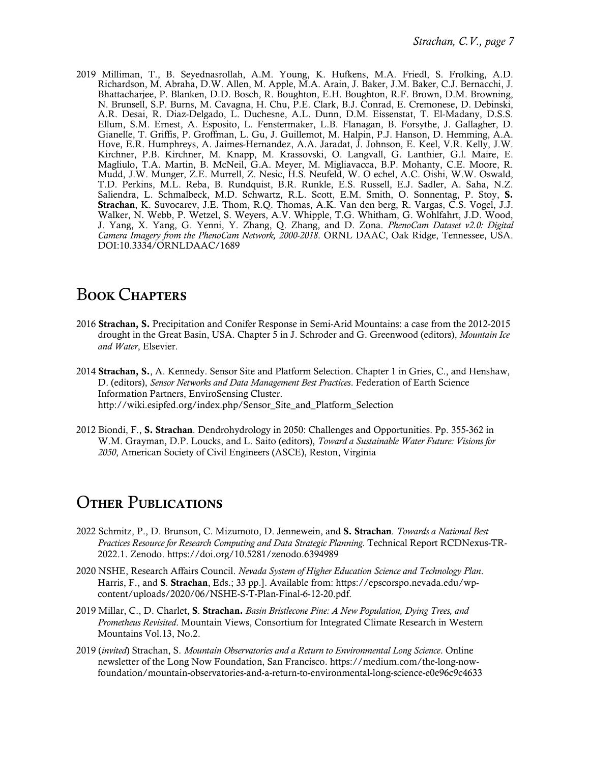2019 Milliman, T., B. Seyednasrollah, A.M. Young, K. Hufkens, M.A. Friedl, S. Frolking, A.D. Richardson, M. Abraha, D.W. Allen, M. Apple, M.A. Arain, J. Baker, J.M. Baker, C.J. Bernacchi, J. Bhattacharjee, P. Blanken, D.D. Bosch, R. Boughton, E.H. Boughton, R.F. Brown, D.M. Browning, N. Brunsell, S.P. Burns, M. Cavagna, H. Chu, P.E. Clark, B.J. Conrad, E. Cremonese, D. Debinski, A.R. Desai, R. Diaz-Delgado, L. Duchesne, A.L. Dunn, D.M. Eissenstat, T. El-Madany, D.S.S. Ellum, S.M. Ernest, A. Esposito, L. Fenstermaker, L.B. Flanagan, B. Forsythe, J. Gallagher, D. Gianelle, T. Griffis, P. Groffman, L. Gu, J. Guillemot, M. Halpin, P.J. Hanson, D. Hemming, A.A. Hove, E.R. Humphreys, A. Jaimes-Hernandez, A.A. Jaradat, J. Johnson, E. Keel, V.R. Kelly, J.W. Kirchner, P.B. Kirchner, M. Knapp, M. Krassovski, O. Langvall, G. Lanthier, G.l. Maire, E. Magliulo, T.A. Martin, B. McNeil, G.A. Meyer, M. Migliavacca, B.P. Mohanty, C.E. Moore, R. Mudd, J.W. Munger, Z.E. Murrell, Z. Nesic, H.S. Neufeld, W. O echel, A.C. Oishi, W.W. Oswald, T.D. Perkins, M.L. Reba, B. Rundquist, B.R. Runkle, E.S. Russell, E.J. Sadler, A. Saha, N.Z. Saliendra, L. Schmalbeck, M.D. Schwartz, R.L. Scott, E.M. Smith, O. Sonnentag, P. Stoy, **S. Strachan**, K. Suvocarev, J.E. Thom, R.Q. Thomas, A.K. Van den berg, R. Vargas, C.S. Vogel, J.J. Walker, N. Webb, P. Wetzel, S. Weyers, A.V. Whipple, T.G. Whitham, G. Wohlfahrt, J.D. Wood, J. Yang, X. Yang, G. Yenni, Y. Zhang, Q. Zhang, and D. Zona. *PhenoCam Dataset v2.0: Digital Camera Imagery from the PhenoCam Network, 2000-2018*. ORNL DAAC, Oak Ridge, Tennessee, USA. DOI:10.3334/ORNLDAAC/1689

# Book Chapters

2016 **Strachan, S.** Precipitation and Conifer Response in Semi-Arid Mountains: a case from the 2012-2015 drought in the Great Basin, USA. Chapter 5 in J. Schroder and G. Greenwood (editors), *Mountain Ice and Water*, Elsevier.

2014 **Strachan, S.**, A. Kennedy. Sensor Site and Platform Selection. Chapter 1 in Gries, C., and Henshaw, D. (editors), *Sensor Networks and Data Management Best Practices*. Federation of Earth Science Information Partners, EnviroSensing Cluster. http://wiki.esipfed.org/index.php/Sensor_Site_and_Platform_Selection

2012 Biondi, F., **S. Strachan**. Dendrohydrology in 2050: Challenges and Opportunities. Pp. 355-362 in W.M. Grayman, D.P. Loucks, and L. Saito (editors), *Toward a Sustainable Water Future: Visions for 2050*, American Society of Civil Engineers (ASCE), Reston, Virginia

# Other Publications

2022 Schmitz, P., D. Brunson, C. Mizumoto, D. Jennewein, and **S. Strachan**. *Towards a National Best Practices Resource for Research Computing and Data Strategic Planning.* Technical Report RCDNexus-TR-2022.1. Zenodo. https://doi.org/10.5281/zenodo.6394989

2020 NSHE, Research Affairs Council. *Nevada System of Higher Education Science and Technology Plan*. Harris, F., and **S**. **Strachan**, Eds.; 33 pp.]. Available from: https://epscorspo.nevada.edu/wp-content/uploads/2020/06/NSHE-S-T-Plan-Final-6-12-20.pdf.

2019 Millar, C., D. Charlet, **S**. **Strachan.** *Basin Bristlecone Pine: A New Population, Dying Trees, and Prometheus Revisited*. Mountain Views, Consortium for Integrated Climate Research in Western Mountains Vol.13, No.2.

2019 (*invited*) Strachan, S. *Mountain Observatories and a Return to Environmental Long Science*. Online newsletter of the Long Now Foundation, San Francisco. https://medium.com/the-long-now-foundation/mountain-observatories-and-a-return-to-environmental-long-science-e0e96c9c4633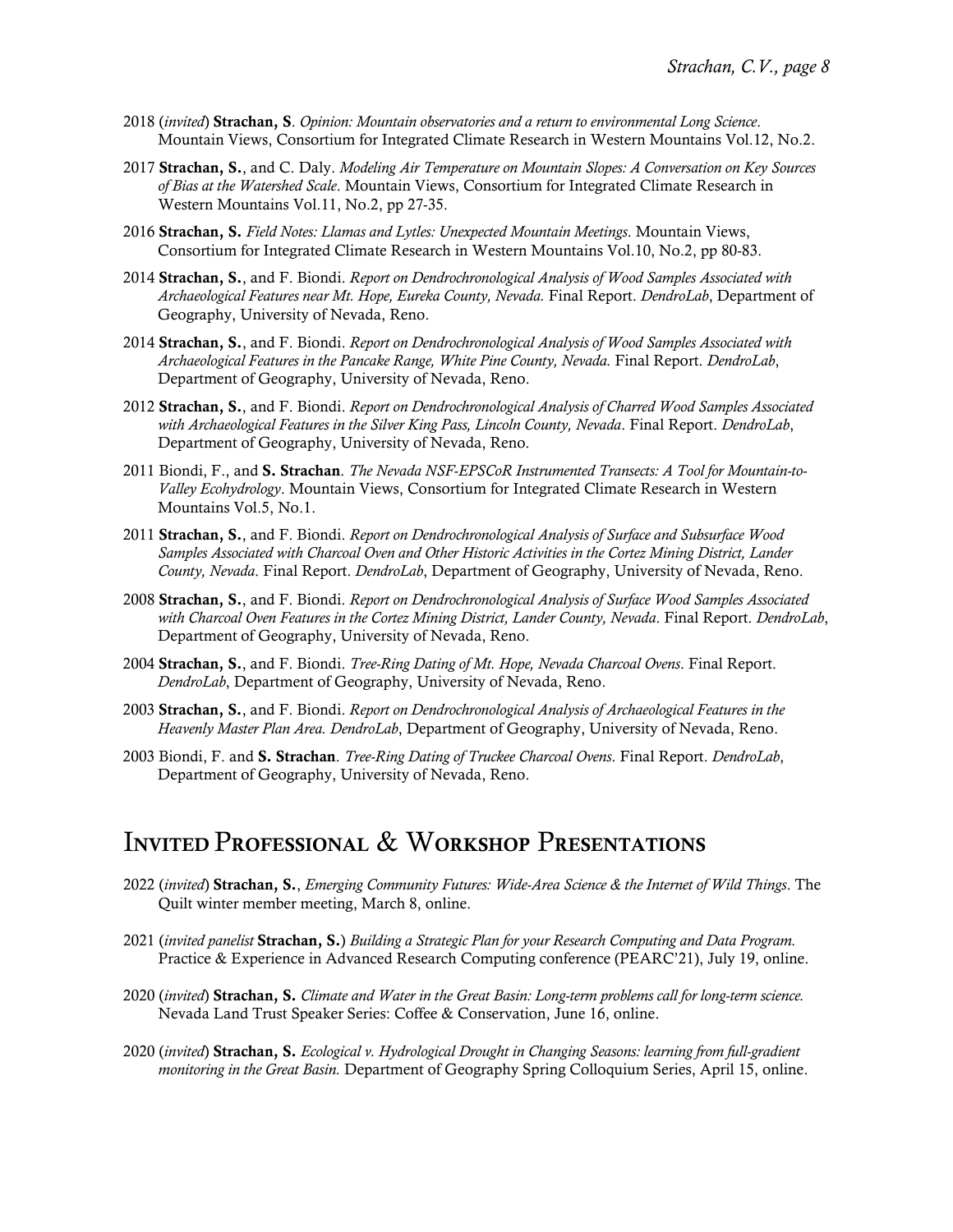2018 (*invited*) **Strachan, S**. *Opinion: Mountain observatories and a return to environmental Long Science*. Mountain Views, Consortium for Integrated Climate Research in Western Mountains Vol.12, No.2.

2017 **Strachan, S.**, and C. Daly. *Modeling Air Temperature on Mountain Slopes: A Conversation on Key Sources of Bias at the Watershed Scale*. Mountain Views, Consortium for Integrated Climate Research in Western Mountains Vol.11, No.2, pp 27-35.

2016 **Strachan, S.** *Field Notes: Llamas and Lytles: Unexpected Mountain Meetings*. Mountain Views, Consortium for Integrated Climate Research in Western Mountains Vol.10, No.2, pp 80-83.

2014 **Strachan, S.**, and F. Biondi. *Report on Dendrochronological Analysis of Wood Samples Associated with Archaeological Features near Mt. Hope, Eureka County, Nevada.* Final Report. *DendroLab*, Department of Geography, University of Nevada, Reno.

2014 **Strachan, S.**, and F. Biondi. *Report on Dendrochronological Analysis of Wood Samples Associated with Archaeological Features in the Pancake Range, White Pine County, Nevada.* Final Report. *DendroLab*, Department of Geography, University of Nevada, Reno.

2012 **Strachan, S.**, and F. Biondi. *Report on Dendrochronological Analysis of Charred Wood Samples Associated with Archaeological Features in the Silver King Pass, Lincoln County, Nevada*. Final Report. *DendroLab*, Department of Geography, University of Nevada, Reno.

2011 Biondi, F., and **S. Strachan**. *The Nevada NSF-EPSCoR Instrumented Transects: A Tool for Mountain-to-Valley Ecohydrology*. Mountain Views, Consortium for Integrated Climate Research in Western Mountains Vol.5, No.1.

2011 **Strachan, S.**, and F. Biondi. *Report on Dendrochronological Analysis of Surface and Subsurface Wood Samples Associated with Charcoal Oven and Other Historic Activities in the Cortez Mining District, Lander County, Nevada*. Final Report. *DendroLab*, Department of Geography, University of Nevada, Reno.

2008 **Strachan, S.**, and F. Biondi. *Report on Dendrochronological Analysis of Surface Wood Samples Associated with Charcoal Oven Features in the Cortez Mining District, Lander County, Nevada*. Final Report. *DendroLab*, Department of Geography, University of Nevada, Reno.

2004 **Strachan, S.**, and F. Biondi. *Tree-Ring Dating of Mt. Hope, Nevada Charcoal Ovens*. Final Report. *DendroLab*, Department of Geography, University of Nevada, Reno.

2003 **Strachan, S.**, and F. Biondi. *Report on Dendrochronological Analysis of Archaeological Features in the Heavenly Master Plan Area. DendroLab*, Department of Geography, University of Nevada, Reno.

2003 Biondi, F. and **S. Strachan**. *Tree-Ring Dating of Truckee Charcoal Ovens*. Final Report. *DendroLab*, Department of Geography, University of Nevada, Reno.

# Invited Professional & Workshop Presentations

2022 (*invited*) **Strachan, S.**, *Emerging Community Futures: Wide-Area Science & the Internet of Wild Things*. The Quilt winter member meeting, March 8, online.

2021 (*invited panelist* **Strachan, S.**) *Building a Strategic Plan for your Research Computing and Data Program.* Practice & Experience in Advanced Research Computing conference (PEARC'21), July 19, online.

2020 (*invited*) **Strachan, S.** *Climate and Water in the Great Basin: Long-term problems call for long-term science.* Nevada Land Trust Speaker Series: Coffee & Conservation, June 16, online.

2020 (*invited*) **Strachan, S.** *Ecological v. Hydrological Drought in Changing Seasons: learning from full-gradient monitoring in the Great Basin.* Department of Geography Spring Colloquium Series, April 15, online.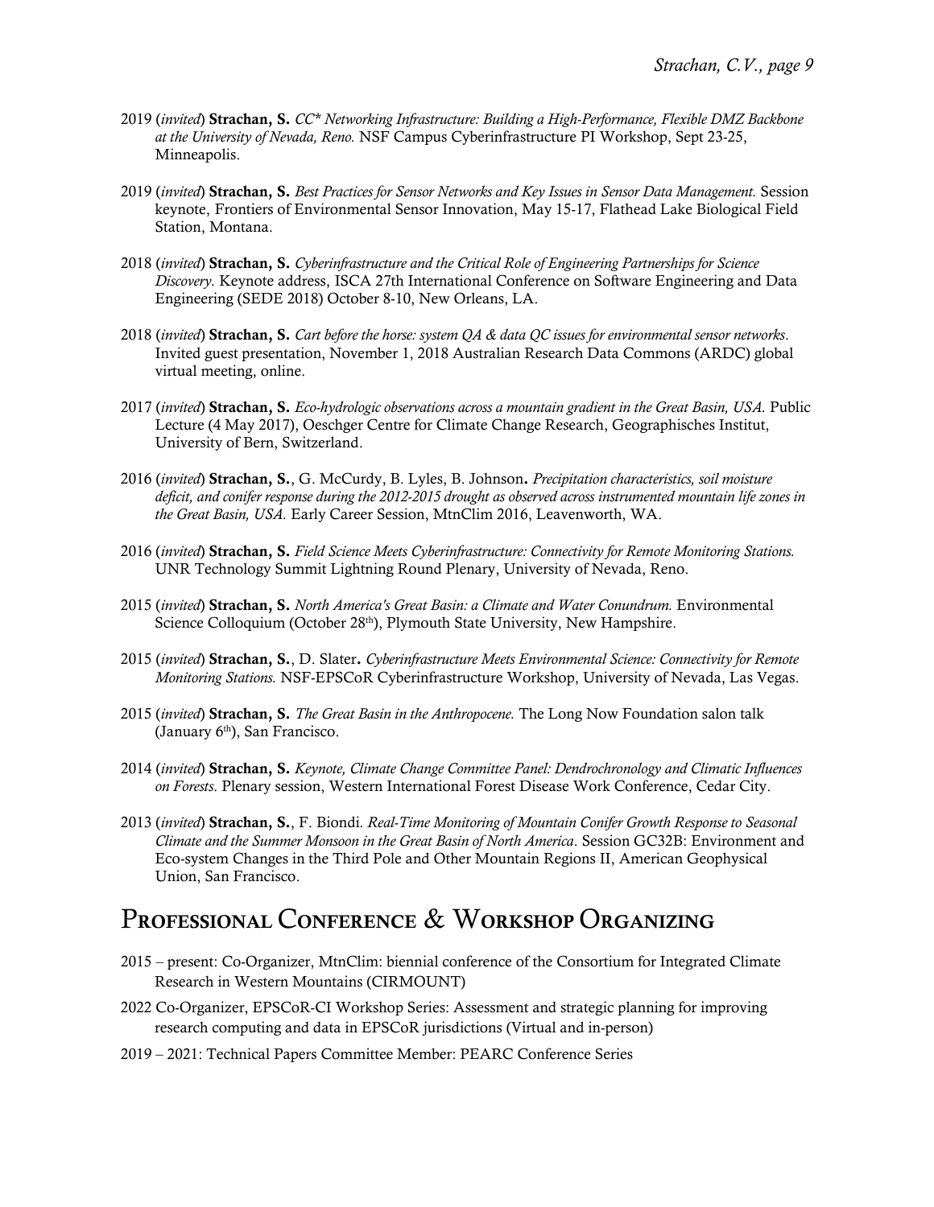2019 (*invited*) **Strachan, S.** *CC* Networking Infrastructure: Building a High-Performance, Flexible DMZ Backbone at the University of Nevada, Reno.* NSF Campus Cyberinfrastructure PI Workshop, Sept 23-25, Minneapolis.

2019 (*invited*) **Strachan, S.** *Best Practices for Sensor Networks and Key Issues in Sensor Data Management.* Session keynote, Frontiers of Environmental Sensor Innovation, May 15-17, Flathead Lake Biological Field Station, Montana.

2018 (*invited*) **Strachan, S.** *Cyberinfrastructure and the Critical Role of Engineering Partnerships for Science Discovery.* Keynote address, ISCA 27th International Conference on Software Engineering and Data Engineering (SEDE 2018) October 8-10, New Orleans, LA.

2018 (*invited*) **Strachan, S.** *Cart before the horse: system QA & data QC issues for environmental sensor networks*. Invited guest presentation, November 1, 2018 Australian Research Data Commons (ARDC) global virtual meeting, online.

2017 (*invited*) **Strachan, S.** *Eco-hydrologic observations across a mountain gradient in the Great Basin, USA.* Public Lecture (4 May 2017), Oeschger Centre for Climate Change Research, Geographisches Institut, University of Bern, Switzerland.

2016 (*invited*) **Strachan, S.**, G. McCurdy, B. Lyles, B. Johnson**.** *Precipitation characteristics, soil moisture deficit, and conifer response during the 2012-2015 drought as observed across instrumented mountain life zones in the Great Basin, USA.* Early Career Session, MtnClim 2016, Leavenworth, WA.

2016 (*invited*) **Strachan, S.** *Field Science Meets Cyberinfrastructure: Connectivity for Remote Monitoring Stations.* UNR Technology Summit Lightning Round Plenary, University of Nevada, Reno.

2015 (*invited*) **Strachan, S.** *North America's Great Basin: a Climate and Water Conundrum.* Environmental Science Colloquium (October 28th), Plymouth State University, New Hampshire.

2015 (*invited*) **Strachan, S.**, D. Slater**.** *Cyberinfrastructure Meets Environmental Science: Connectivity for Remote Monitoring Stations.* NSF-EPSCoR Cyberinfrastructure Workshop, University of Nevada, Las Vegas.

2015 (*invited*) **Strachan, S.** *The Great Basin in the Anthropocene.* The Long Now Foundation salon talk (January 6th), San Francisco.

2014 (*invited*) **Strachan, S.** *Keynote, Climate Change Committee Panel: Dendrochronology and Climatic Influences on Forests*. Plenary session, Western International Forest Disease Work Conference, Cedar City.

2013 (*invited*) **Strachan, S.**, F. Biondi. *Real-Time Monitoring of Mountain Conifer Growth Response to Seasonal Climate and the Summer Monsoon in the Great Basin of North America*. Session GC32B: Environment and Eco-system Changes in the Third Pole and Other Mountain Regions II, American Geophysical Union, San Francisco.

## Professional Conference & Workshop Organizing

2015 – present: Co-Organizer, MtnClim: biennial conference of the Consortium for Integrated Climate Research in Western Mountains (CIRMOUNT)

2022 Co-Organizer, EPSCoR-CI Workshop Series: Assessment and strategic planning for improving research computing and data in EPSCoR jurisdictions (Virtual and in-person)

2019 – 2021: Technical Papers Committee Member: PEARC Conference Series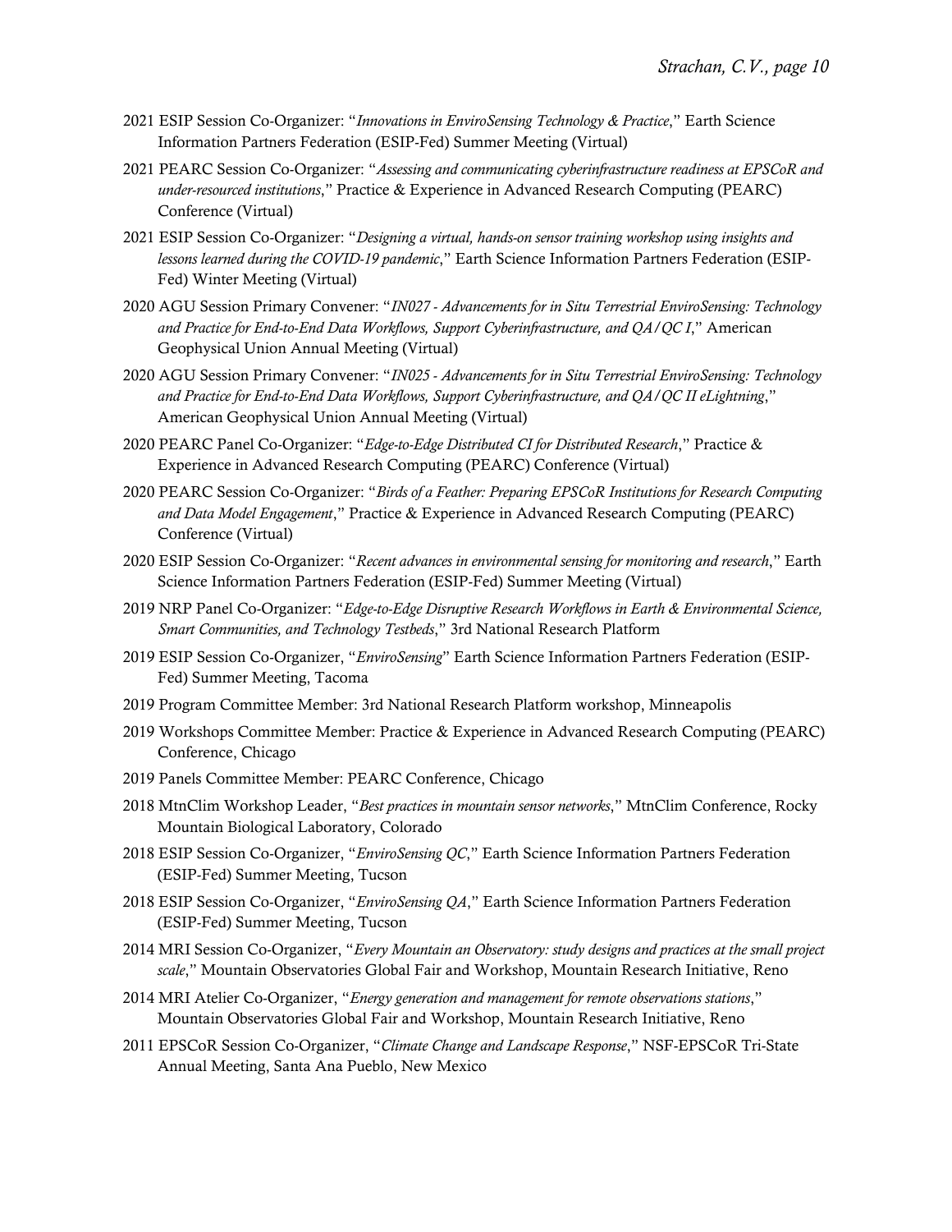2021 ESIP Session Co-Organizer: "*Innovations in EnviroSensing Technology & Practice*," Earth Science Information Partners Federation (ESIP-Fed) Summer Meeting (Virtual)

2021 PEARC Session Co-Organizer: "*Assessing and communicating cyberinfrastructure readiness at EPSCoR and under-resourced institutions*," Practice & Experience in Advanced Research Computing (PEARC) Conference (Virtual)

2021 ESIP Session Co-Organizer: "*Designing a virtual, hands-on sensor training workshop using insights and lessons learned during the COVID-19 pandemic*," Earth Science Information Partners Federation (ESIP-Fed) Winter Meeting (Virtual)

2020 AGU Session Primary Convener: "*IN027 - Advancements for in Situ Terrestrial EnviroSensing: Technology and Practice for End-to-End Data Workflows, Support Cyberinfrastructure, and QA/QC I*," American Geophysical Union Annual Meeting (Virtual)

2020 AGU Session Primary Convener: "*IN025 - Advancements for in Situ Terrestrial EnviroSensing: Technology and Practice for End-to-End Data Workflows, Support Cyberinfrastructure, and QA/QC II eLightning*," American Geophysical Union Annual Meeting (Virtual)

2020 PEARC Panel Co-Organizer: "*Edge-to-Edge Distributed CI for Distributed Research*," Practice & Experience in Advanced Research Computing (PEARC) Conference (Virtual)

2020 PEARC Session Co-Organizer: "*Birds of a Feather: Preparing EPSCoR Institutions for Research Computing and Data Model Engagement*," Practice & Experience in Advanced Research Computing (PEARC) Conference (Virtual)

2020 ESIP Session Co-Organizer: "*Recent advances in environmental sensing for monitoring and research*," Earth Science Information Partners Federation (ESIP-Fed) Summer Meeting (Virtual)

2019 NRP Panel Co-Organizer: "*Edge-to-Edge Disruptive Research Workflows in Earth & Environmental Science, Smart Communities, and Technology Testbeds*," 3rd National Research Platform

2019 ESIP Session Co-Organizer, "*EnviroSensing*" Earth Science Information Partners Federation (ESIP-Fed) Summer Meeting, Tacoma

2019 Program Committee Member: 3rd National Research Platform workshop, Minneapolis

2019 Workshops Committee Member: Practice & Experience in Advanced Research Computing (PEARC) Conference, Chicago

2019 Panels Committee Member: PEARC Conference, Chicago

2018 MtnClim Workshop Leader, "*Best practices in mountain sensor networks*," MtnClim Conference, Rocky Mountain Biological Laboratory, Colorado

2018 ESIP Session Co-Organizer, "*EnviroSensing QC*," Earth Science Information Partners Federation (ESIP-Fed) Summer Meeting, Tucson

2018 ESIP Session Co-Organizer, "*EnviroSensing QA*," Earth Science Information Partners Federation (ESIP-Fed) Summer Meeting, Tucson

2014 MRI Session Co-Organizer, "*Every Mountain an Observatory: study designs and practices at the small project scale*," Mountain Observatories Global Fair and Workshop, Mountain Research Initiative, Reno

2014 MRI Atelier Co-Organizer, "*Energy generation and management for remote observations stations*," Mountain Observatories Global Fair and Workshop, Mountain Research Initiative, Reno

2011 EPSCoR Session Co-Organizer, "*Climate Change and Landscape Response*," NSF-EPSCoR Tri-State Annual Meeting, Santa Ana Pueblo, New Mexico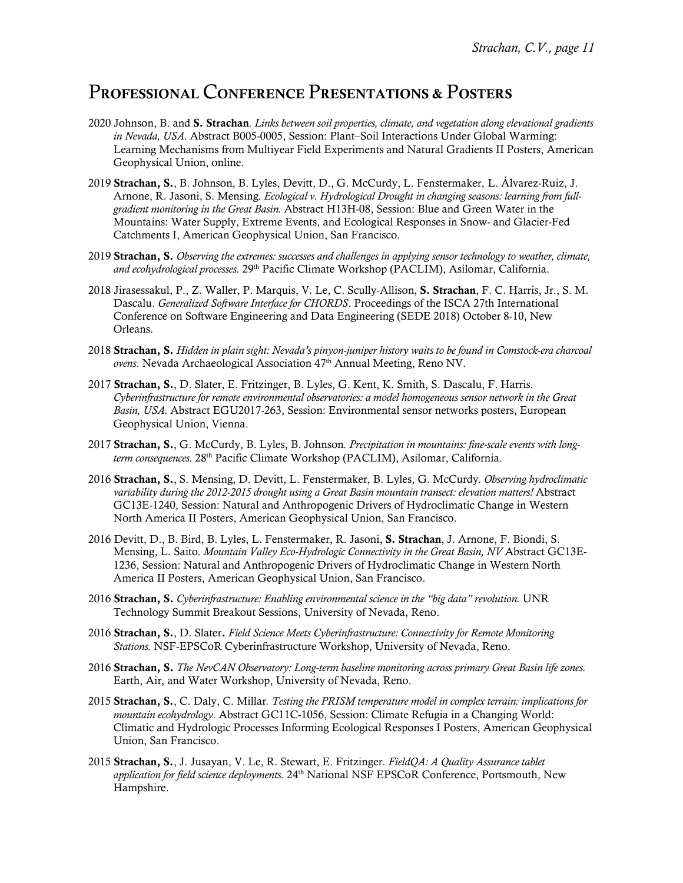# Professional Conference Presentations & Posters

2020 Johnson, B. and **S. Strachan**. *Links between soil properties, climate, and vegetation along elevational gradients in Nevada, USA.* Abstract B005-0005, Session: Plant–Soil Interactions Under Global Warming: Learning Mechanisms from Multiyear Field Experiments and Natural Gradients II Posters, American Geophysical Union, online.

2019 **Strachan, S.**, B. Johnson, B. Lyles, Devitt, D., G. McCurdy, L. Fenstermaker, L. Álvarez-Ruiz, J. Arnone, R. Jasoni, S. Mensing. *Ecological v. Hydrological Drought in changing seasons: learning from full-gradient monitoring in the Great Basin.* Abstract H13H-08, Session: Blue and Green Water in the Mountains: Water Supply, Extreme Events, and Ecological Responses in Snow- and Glacier-Fed Catchments I, American Geophysical Union, San Francisco.

2019 **Strachan, S.** *Observing the extremes: successes and challenges in applying sensor technology to weather, climate, and ecohydrological processes.* 29th Pacific Climate Workshop (PACLIM), Asilomar, California.

2018 Jirasessakul, P., Z. Waller, P. Marquis, V. Le, C. Scully-Allison, **S. Strachan**, F. C. Harris, Jr., S. M. Dascalu. *Generalized Software Interface for CHORDS*. Proceedings of the ISCA 27th International Conference on Software Engineering and Data Engineering (SEDE 2018) October 8-10, New Orleans.

2018 **Strachan, S.** *Hidden in plain sight: Nevada's pinyon-juniper history waits to be found in Comstock-era charcoal ovens*. Nevada Archaeological Association 47th Annual Meeting, Reno NV.

2017 **Strachan, S.**, D. Slater, E. Fritzinger, B. Lyles, G. Kent, K. Smith, S. Dascalu, F. Harris. *Cyberinfrastructure for remote environmental observatories: a model homogeneous sensor network in the Great Basin, USA.* Abstract EGU2017-263, Session: Environmental sensor networks posters, European Geophysical Union, Vienna.

2017 **Strachan, S.**, G. McCurdy, B. Lyles, B. Johnson. *Precipitation in mountains: fine-scale events with long-term consequences.* 28th Pacific Climate Workshop (PACLIM), Asilomar, California.

2016 **Strachan, S.**, S. Mensing, D. Devitt, L. Fenstermaker, B. Lyles, G. McCurdy. *Observing hydroclimatic variability during the 2012-2015 drought using a Great Basin mountain transect: elevation matters!* Abstract GC13E-1240, Session: Natural and Anthropogenic Drivers of Hydroclimatic Change in Western North America II Posters, American Geophysical Union, San Francisco.

2016 Devitt, D., B. Bird, B. Lyles, L. Fenstermaker, R. Jasoni, **S. Strachan**, J. Arnone, F. Biondi, S. Mensing, L. Saito. *Mountain Valley Eco-Hydrologic Connectivity in the Great Basin, NV* Abstract GC13E-1236, Session: Natural and Anthropogenic Drivers of Hydroclimatic Change in Western North America II Posters, American Geophysical Union, San Francisco.

2016 **Strachan, S.** *Cyberinfrastructure: Enabling environmental science in the "big data" revolution.* UNR Technology Summit Breakout Sessions, University of Nevada, Reno.

2016 **Strachan, S.**, D. Slater. *Field Science Meets Cyberinfrastructure: Connectivity for Remote Monitoring Stations.* NSF-EPSCoR Cyberinfrastructure Workshop, University of Nevada, Reno.

2016 **Strachan, S.** *The NevCAN Observatory: Long-term baseline monitoring across primary Great Basin life zones.* Earth, Air, and Water Workshop, University of Nevada, Reno.

2015 **Strachan, S.**, C. Daly, C. Millar. *Testing the PRISM temperature model in complex terrain: implications for mountain ecohydrology*. Abstract GC11C-1056, Session: Climate Refugia in a Changing World: Climatic and Hydrologic Processes Informing Ecological Responses I Posters, American Geophysical Union, San Francisco.

2015 **Strachan, S.**, J. Jusayan, V. Le, R. Stewart, E. Fritzinger. *FieldQA: A Quality Assurance tablet application for field science deployments.* 24th National NSF EPSCoR Conference, Portsmouth, New Hampshire.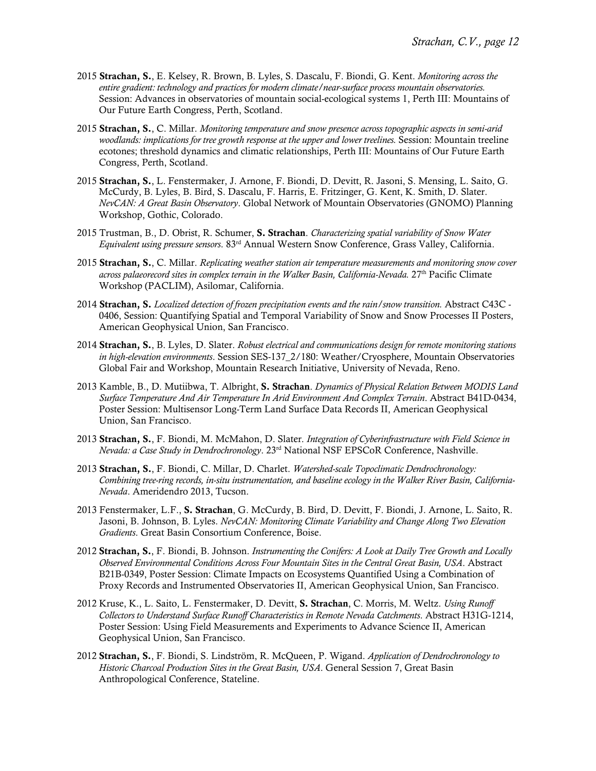2015 **Strachan, S.**, E. Kelsey, R. Brown, B. Lyles, S. Dascalu, F. Biondi, G. Kent. *Monitoring across the entire gradient: technology and practices for modern climate/near-surface process mountain observatories.* Session: Advances in observatories of mountain social-ecological systems 1, Perth III: Mountains of Our Future Earth Congress, Perth, Scotland.

2015 **Strachan, S.**, C. Millar. *Monitoring temperature and snow presence across topographic aspects in semi-arid woodlands: implications for tree growth response at the upper and lower treelines.* Session: Mountain treeline ecotones; threshold dynamics and climatic relationships, Perth III: Mountains of Our Future Earth Congress, Perth, Scotland.

2015 **Strachan, S.**, L. Fenstermaker, J. Arnone, F. Biondi, D. Devitt, R. Jasoni, S. Mensing, L. Saito, G. McCurdy, B. Lyles, B. Bird, S. Dascalu, F. Harris, E. Fritzinger, G. Kent, K. Smith, D. Slater. *NevCAN: A Great Basin Observatory*. Global Network of Mountain Observatories (GNOMO) Planning Workshop, Gothic, Colorado.

2015 Trustman, B., D. Obrist, R. Schumer, **S. Strachan**. *Characterizing spatial variability of Snow Water Equivalent using pressure sensors*. 83rd Annual Western Snow Conference, Grass Valley, California.

2015 **Strachan, S.**, C. Millar. *Replicating weather station air temperature measurements and monitoring snow cover across palaeorecord sites in complex terrain in the Walker Basin, California-Nevada.* 27th Pacific Climate Workshop (PACLIM), Asilomar, California.

2014 **Strachan, S.** *Localized detection of frozen precipitation events and the rain/snow transition.* Abstract C43C - 0406, Session: Quantifying Spatial and Temporal Variability of Snow and Snow Processes II Posters, American Geophysical Union, San Francisco.

2014 **Strachan, S.**, B. Lyles, D. Slater. *Robust electrical and communications design for remote monitoring stations in high-elevation environments*. Session SES-137_2/180: Weather/Cryosphere, Mountain Observatories Global Fair and Workshop, Mountain Research Initiative, University of Nevada, Reno.

2013 Kamble, B., D. Mutiibwa, T. Albright, **S. Strachan**. *Dynamics of Physical Relation Between MODIS Land Surface Temperature And Air Temperature In Arid Environment And Complex Terrain*. Abstract B41D-0434, Poster Session: Multisensor Long-Term Land Surface Data Records II, American Geophysical Union, San Francisco.

2013 **Strachan, S.**, F. Biondi, M. McMahon, D. Slater. *Integration of Cyberinfrastructure with Field Science in Nevada: a Case Study in Dendrochronology*. 23rd National NSF EPSCoR Conference, Nashville.

2013 **Strachan, S.**, F. Biondi, C. Millar, D. Charlet. *Watershed-scale Topoclimatic Dendrochronology: Combining tree-ring records, in-situ instrumentation, and baseline ecology in the Walker River Basin, California-Nevada*. Ameridendro 2013, Tucson.

2013 Fenstermaker, L.F., **S. Strachan**, G. McCurdy, B. Bird, D. Devitt, F. Biondi, J. Arnone, L. Saito, R. Jasoni, B. Johnson, B. Lyles. *NevCAN: Monitoring Climate Variability and Change Along Two Elevation Gradients*. Great Basin Consortium Conference, Boise.

2012 **Strachan, S.**, F. Biondi, B. Johnson. *Instrumenting the Conifers: A Look at Daily Tree Growth and Locally Observed Environmental Conditions Across Four Mountain Sites in the Central Great Basin, USA*. Abstract B21B-0349, Poster Session: Climate Impacts on Ecosystems Quantified Using a Combination of Proxy Records and Instrumented Observatories II, American Geophysical Union, San Francisco.

2012 Kruse, K., L. Saito, L. Fenstermaker, D. Devitt, **S. Strachan**, C. Morris, M. Weltz. *Using Runoff Collectors to Understand Surface Runoff Characteristics in Remote Nevada Catchments*. Abstract H31G-1214, Poster Session: Using Field Measurements and Experiments to Advance Science II, American Geophysical Union, San Francisco.

2012 **Strachan, S.**, F. Biondi, S. Lindström, R. McQueen, P. Wigand. *Application of Dendrochronology to Historic Charcoal Production Sites in the Great Basin, USA*. General Session 7, Great Basin Anthropological Conference, Stateline.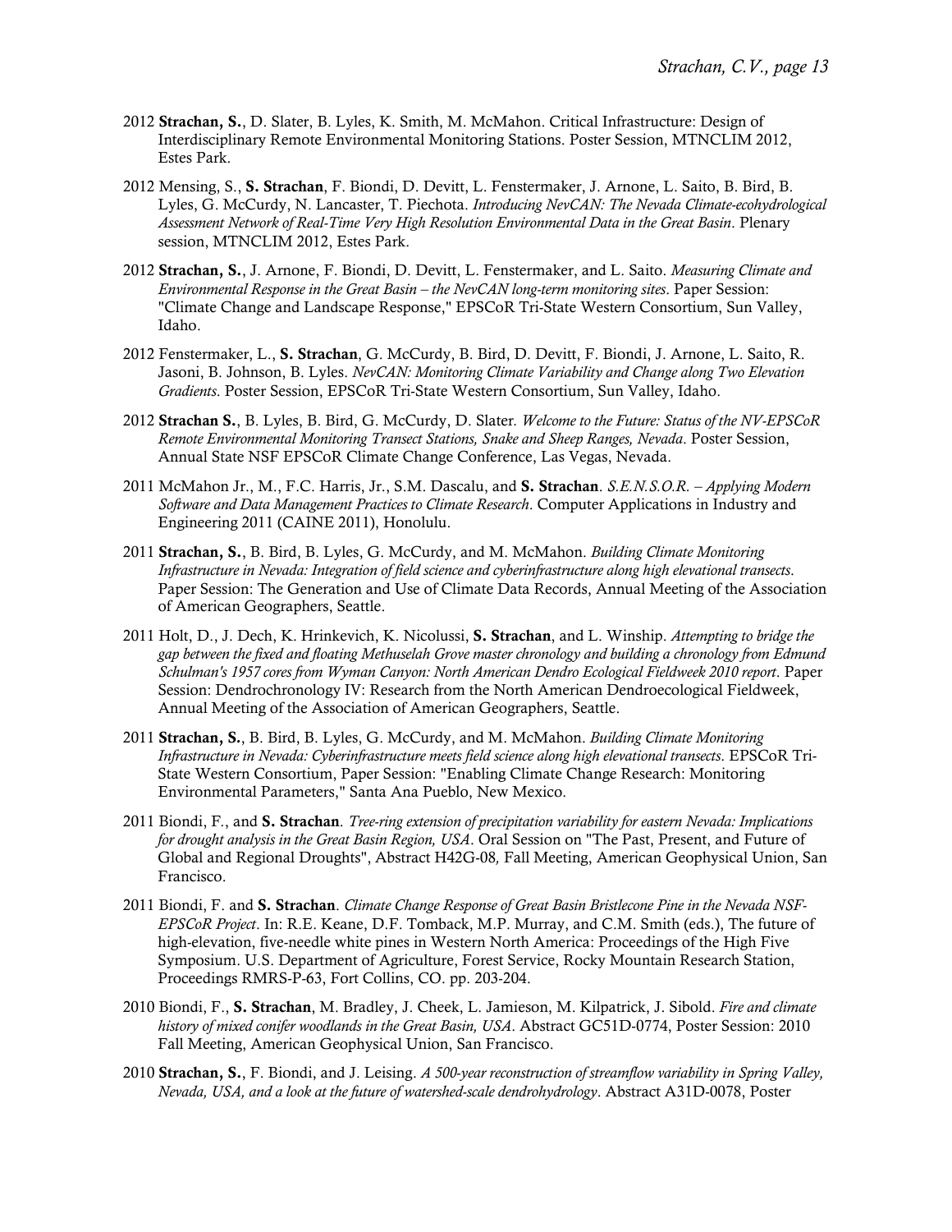2012 **Strachan, S.**, D. Slater, B. Lyles, K. Smith, M. McMahon. Critical Infrastructure: Design of Interdisciplinary Remote Environmental Monitoring Stations. Poster Session, MTNCLIM 2012, Estes Park.

2012 Mensing, S., **S. Strachan**, F. Biondi, D. Devitt, L. Fenstermaker, J. Arnone, L. Saito, B. Bird, B. Lyles, G. McCurdy, N. Lancaster, T. Piechota. *Introducing NevCAN: The Nevada Climate-ecohydrological Assessment Network of Real-Time Very High Resolution Environmental Data in the Great Basin*. Plenary session, MTNCLIM 2012, Estes Park.

2012 **Strachan, S.**, J. Arnone, F. Biondi, D. Devitt, L. Fenstermaker, and L. Saito. *Measuring Climate and Environmental Response in the Great Basin – the NevCAN long-term monitoring sites*. Paper Session: "Climate Change and Landscape Response," EPSCoR Tri-State Western Consortium, Sun Valley, Idaho.

2012 Fenstermaker, L., **S. Strachan**, G. McCurdy, B. Bird, D. Devitt, F. Biondi, J. Arnone, L. Saito, R. Jasoni, B. Johnson, B. Lyles. *NevCAN: Monitoring Climate Variability and Change along Two Elevation Gradients*. Poster Session, EPSCoR Tri-State Western Consortium, Sun Valley, Idaho.

2012 **Strachan S.**, B. Lyles, B. Bird, G. McCurdy, D. Slater. *Welcome to the Future: Status of the NV-EPSCoR Remote Environmental Monitoring Transect Stations, Snake and Sheep Ranges, Nevada*. Poster Session, Annual State NSF EPSCoR Climate Change Conference, Las Vegas, Nevada.

2011 McMahon Jr., M., F.C. Harris, Jr., S.M. Dascalu, and **S. Strachan**. *S.E.N.S.O.R. – Applying Modern Software and Data Management Practices to Climate Research*. Computer Applications in Industry and Engineering 2011 (CAINE 2011), Honolulu.

2011 **Strachan, S.**, B. Bird, B. Lyles, G. McCurdy, and M. McMahon. *Building Climate Monitoring Infrastructure in Nevada: Integration of field science and cyberinfrastructure along high elevational transects*. Paper Session: The Generation and Use of Climate Data Records, Annual Meeting of the Association of American Geographers, Seattle.

2011 Holt, D., J. Dech, K. Hrinkevich, K. Nicolussi, **S. Strachan**, and L. Winship. *Attempting to bridge the gap between the fixed and floating Methuselah Grove master chronology and building a chronology from Edmund Schulman's 1957 cores from Wyman Canyon: North American Dendro Ecological Fieldweek 2010 report*. Paper Session: Dendrochronology IV: Research from the North American Dendroecological Fieldweek, Annual Meeting of the Association of American Geographers, Seattle.

2011 **Strachan, S.**, B. Bird, B. Lyles, G. McCurdy, and M. McMahon. *Building Climate Monitoring Infrastructure in Nevada: Cyberinfrastructure meets field science along high elevational transects*. EPSCoR Tri-State Western Consortium, Paper Session: "Enabling Climate Change Research: Monitoring Environmental Parameters," Santa Ana Pueblo, New Mexico.

2011 Biondi, F., and **S. Strachan**. *Tree-ring extension of precipitation variability for eastern Nevada: Implications for drought analysis in the Great Basin Region, USA*. Oral Session on "The Past, Present, and Future of Global and Regional Droughts", Abstract H42G-08*,* Fall Meeting, American Geophysical Union, San Francisco.

2011 Biondi, F. and **S. Strachan**. *Climate Change Response of Great Basin Bristlecone Pine in the Nevada NSF-EPSCoR Project*. In: R.E. Keane, D.F. Tomback, M.P. Murray, and C.M. Smith (eds.), The future of high-elevation, five-needle white pines in Western North America: Proceedings of the High Five Symposium. U.S. Department of Agriculture, Forest Service, Rocky Mountain Research Station, Proceedings RMRS-P-63, Fort Collins, CO. pp. 203-204.

2010 Biondi, F., **S. Strachan**, M. Bradley, J. Cheek, L. Jamieson, M. Kilpatrick, J. Sibold. *Fire and climate history of mixed conifer woodlands in the Great Basin, USA*. Abstract GC51D-0774, Poster Session: 2010 Fall Meeting, American Geophysical Union, San Francisco.

2010 **Strachan, S.**, F. Biondi, and J. Leising. *A 500-year reconstruction of streamflow variability in Spring Valley, Nevada, USA, and a look at the future of watershed-scale dendrohydrology*. Abstract A31D-0078, Poster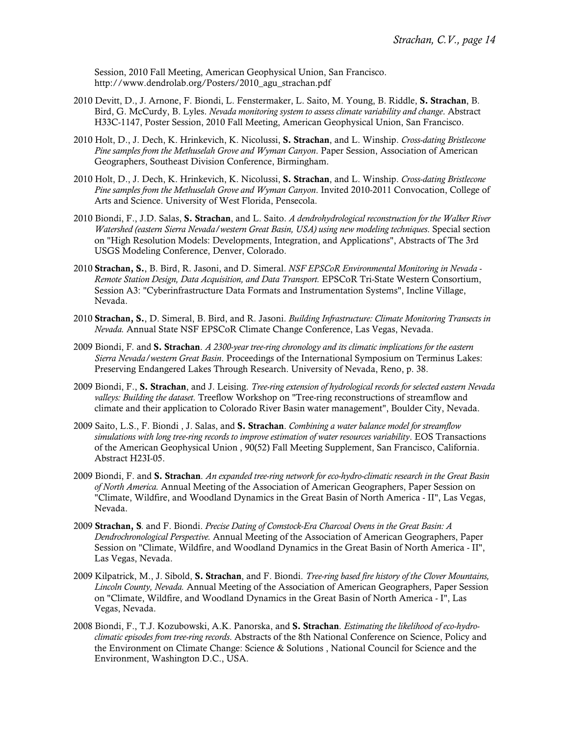Session, 2010 Fall Meeting, American Geophysical Union, San Francisco. http://www.dendrolab.org/Posters/2010_agu_strachan.pdf

2010 Devitt, D., J. Arnone, F. Biondi, L. Fenstermaker, L. Saito, M. Young, B. Riddle, **S. Strachan**, B. Bird, G. McCurdy, B. Lyles. *Nevada monitoring system to assess climate variability and change*. Abstract H33C-1147, Poster Session, 2010 Fall Meeting, American Geophysical Union, San Francisco.

2010 Holt, D., J. Dech, K. Hrinkevich, K. Nicolussi, **S. Strachan**, and L. Winship. *Cross-dating Bristlecone Pine samples from the Methuselah Grove and Wyman Canyon*. Paper Session, Association of American Geographers, Southeast Division Conference, Birmingham.

2010 Holt, D., J. Dech, K. Hrinkevich, K. Nicolussi, **S. Strachan**, and L. Winship. *Cross-dating Bristlecone Pine samples from the Methuselah Grove and Wyman Canyon*. Invited 2010-2011 Convocation, College of Arts and Science. University of West Florida, Pensecola.

2010 Biondi, F., J.D. Salas, **S. Strachan**, and L. Saito. *A dendrohydrological reconstruction for the Walker River Watershed (eastern Sierra Nevada/western Great Basin, USA) using new modeling techniques*. Special section on "High Resolution Models: Developments, Integration, and Applications", Abstracts of The 3rd USGS Modeling Conference, Denver, Colorado.

2010 **Strachan, S.**, B. Bird, R. Jasoni, and D. Simeral. *NSF EPSCoR Environmental Monitoring in Nevada - Remote Station Design, Data Acquisition, and Data Transport.* EPSCoR Tri-State Western Consortium, Session A3: "Cyberinfrastructure Data Formats and Instrumentation Systems", Incline Village, Nevada.

2010 **Strachan, S.**, D. Simeral, B. Bird, and R. Jasoni. *Building Infrastructure: Climate Monitoring Transects in Nevada.* Annual State NSF EPSCoR Climate Change Conference, Las Vegas, Nevada.

2009 Biondi, F. and **S. Strachan**. *A 2300-year tree-ring chronology and its climatic implications for the eastern Sierra Nevada/western Great Basin*. Proceedings of the International Symposium on Terminus Lakes: Preserving Endangered Lakes Through Research. University of Nevada, Reno, p. 38.

2009 Biondi, F., **S. Strachan**, and J. Leising. *Tree-ring extension of hydrological records for selected eastern Nevada valleys: Building the dataset.* Treeflow Workshop on "Tree-ring reconstructions of streamflow and climate and their application to Colorado River Basin water management", Boulder City, Nevada.

2009 Saito, L.S., F. Biondi , J. Salas, and **S. Strachan**. *Combining a water balance model for streamflow simulations with long tree-ring records to improve estimation of water resources variability*. EOS Transactions of the American Geophysical Union , 90(52) Fall Meeting Supplement, San Francisco, California. Abstract H23I-05.

2009 Biondi, F. and **S. Strachan**. *An expanded tree-ring network for eco-hydro-climatic research in the Great Basin of North America.* Annual Meeting of the Association of American Geographers, Paper Session on "Climate, Wildfire, and Woodland Dynamics in the Great Basin of North America - II", Las Vegas, Nevada.

2009 **Strachan, S**. and F. Biondi. *Precise Dating of Comstock-Era Charcoal Ovens in the Great Basin: A Dendrochronological Perspective.* Annual Meeting of the Association of American Geographers, Paper Session on "Climate, Wildfire, and Woodland Dynamics in the Great Basin of North America - II", Las Vegas, Nevada.

2009 Kilpatrick, M., J. Sibold, **S. Strachan**, and F. Biondi. *Tree-ring based fire history of the Clover Mountains, Lincoln County, Nevada.* Annual Meeting of the Association of American Geographers, Paper Session on "Climate, Wildfire, and Woodland Dynamics in the Great Basin of North America - I", Las Vegas, Nevada.

2008 Biondi, F., T.J. Kozubowski, A.K. Panorska, and **S. Strachan**. *Estimating the likelihood of eco-hydro-climatic episodes from tree-ring records*. Abstracts of the 8th National Conference on Science, Policy and the Environment on Climate Change: Science & Solutions , National Council for Science and the Environment, Washington D.C., USA.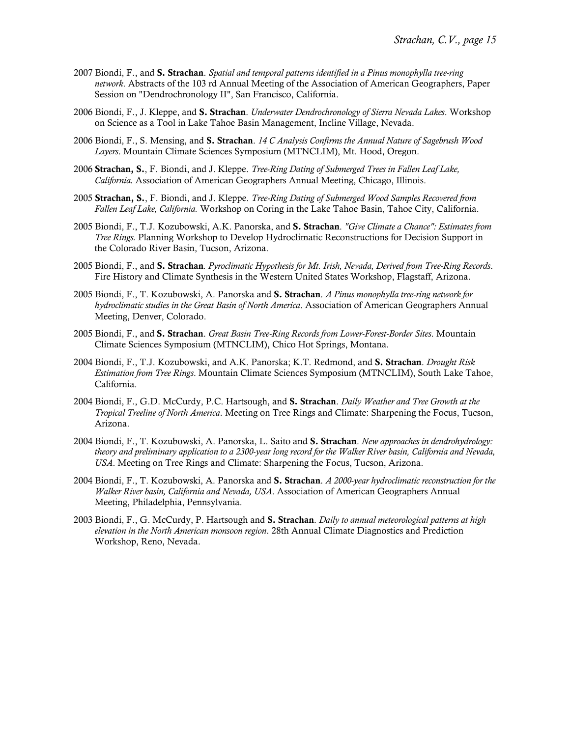2007 Biondi, F., and **S. Strachan**. *Spatial and temporal patterns identified in a Pinus monophylla tree-ring network*. Abstracts of the 103 rd Annual Meeting of the Association of American Geographers, Paper Session on "Dendrochronology II", San Francisco, California.

2006 Biondi, F., J. Kleppe, and **S. Strachan**. *Underwater Dendrochronology of Sierra Nevada Lakes*. Workshop on Science as a Tool in Lake Tahoe Basin Management, Incline Village, Nevada.

2006 Biondi, F., S. Mensing, and **S. Strachan**. *14 C Analysis Confirms the Annual Nature of Sagebrush Wood Layers*. Mountain Climate Sciences Symposium (MTNCLIM), Mt. Hood, Oregon.

2006 **Strachan, S.**, F. Biondi, and J. Kleppe. *Tree-Ring Dating of Submerged Trees in Fallen Leaf Lake, California.* Association of American Geographers Annual Meeting, Chicago, Illinois.

2005 **Strachan, S.**, F. Biondi, and J. Kleppe. *Tree-Ring Dating of Submerged Wood Samples Recovered from Fallen Leaf Lake, California.* Workshop on Coring in the Lake Tahoe Basin, Tahoe City, California.

2005 Biondi, F., T.J. Kozubowski, A.K. Panorska, and **S. Strachan**. *"Give Climate a Chance": Estimates from Tree Rings.* Planning Workshop to Develop Hydroclimatic Reconstructions for Decision Support in the Colorado River Basin, Tucson, Arizona.

2005 Biondi, F., and **S. Strachan**. *Pyroclimatic Hypothesis for Mt. Irish, Nevada, Derived from Tree-Ring Records*. Fire History and Climate Synthesis in the Western United States Workshop, Flagstaff, Arizona.

2005 Biondi, F., T. Kozubowski, A. Panorska and **S. Strachan**. *A Pinus monophylla tree-ring network for hydroclimatic studies in the Great Basin of North America*. Association of American Geographers Annual Meeting, Denver, Colorado.

2005 Biondi, F., and **S. Strachan**. *Great Basin Tree-Ring Records from Lower-Forest-Border Sites*. Mountain Climate Sciences Symposium (MTNCLIM), Chico Hot Springs, Montana.

2004 Biondi, F., T.J. Kozubowski, and A.K. Panorska; K.T. Redmond, and **S. Strachan**. *Drought Risk Estimation from Tree Rings*. Mountain Climate Sciences Symposium (MTNCLIM), South Lake Tahoe, California.

2004 Biondi, F., G.D. McCurdy, P.C. Hartsough, and **S. Strachan**. *Daily Weather and Tree Growth at the Tropical Treeline of North America*. Meeting on Tree Rings and Climate: Sharpening the Focus, Tucson, Arizona.

2004 Biondi, F., T. Kozubowski, A. Panorska, L. Saito and **S. Strachan**. *New approaches in dendrohydrology: theory and preliminary application to a 2300-year long record for the Walker River basin, California and Nevada, USA*. Meeting on Tree Rings and Climate: Sharpening the Focus, Tucson, Arizona.

2004 Biondi, F., T. Kozubowski, A. Panorska and **S. Strachan**. *A 2000-year hydroclimatic reconstruction for the Walker River basin, California and Nevada, USA*. Association of American Geographers Annual Meeting, Philadelphia, Pennsylvania.

2003 Biondi, F., G. McCurdy, P. Hartsough and **S. Strachan**. *Daily to annual meteorological patterns at high elevation in the North American monsoon region*. 28th Annual Climate Diagnostics and Prediction Workshop, Reno, Nevada.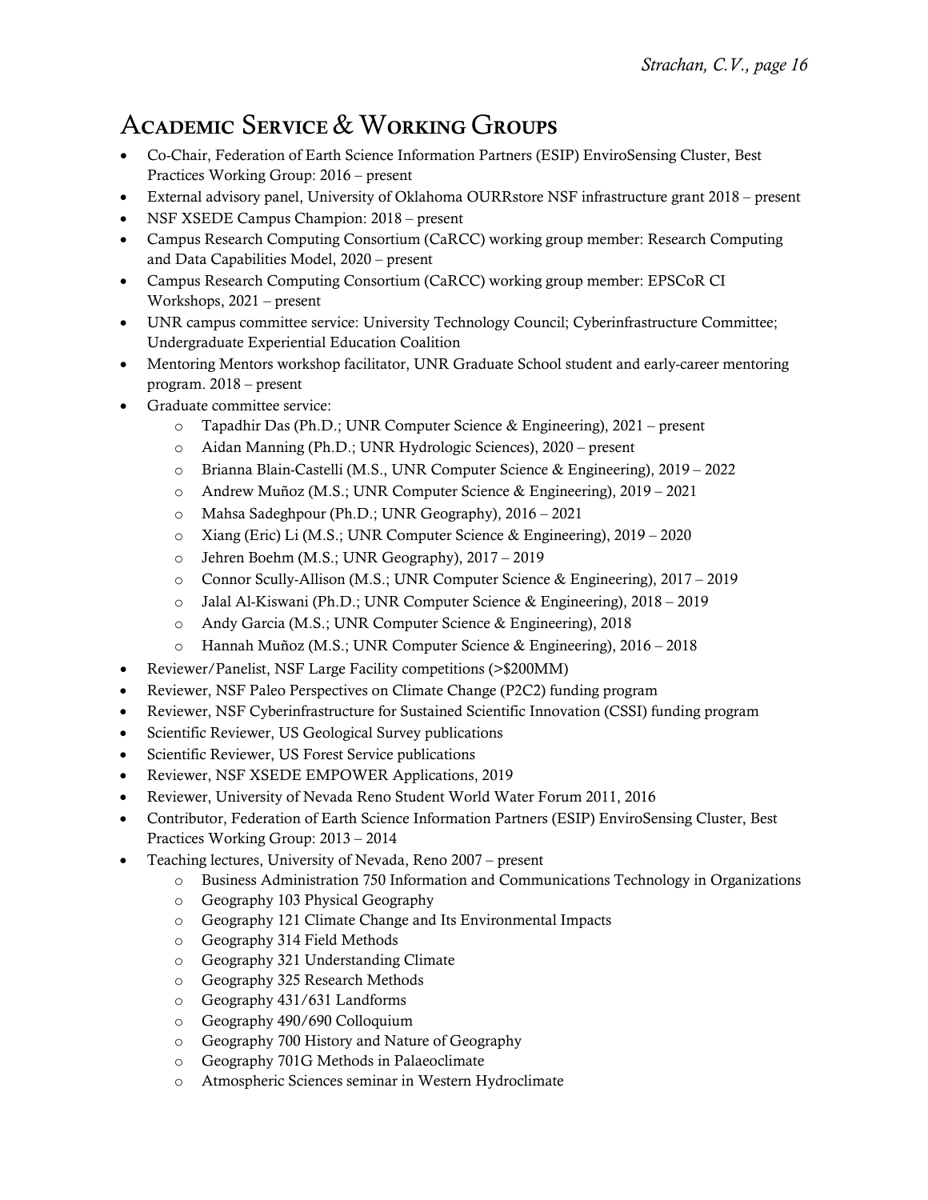# Academic Service & Working Groups

- Co-Chair, Federation of Earth Science Information Partners (ESIP) EnviroSensing Cluster, Best Practices Working Group: 2016 – present
- External advisory panel, University of Oklahoma OURRstore NSF infrastructure grant 2018 – present
- NSF XSEDE Campus Champion: 2018 – present
- Campus Research Computing Consortium (CaRCC) working group member: Research Computing and Data Capabilities Model, 2020 – present
- Campus Research Computing Consortium (CaRCC) working group member: EPSCoR CI Workshops, 2021 – present
- UNR campus committee service: University Technology Council; Cyberinfrastructure Committee; Undergraduate Experiential Education Coalition
- Mentoring Mentors workshop facilitator, UNR Graduate School student and early-career mentoring program. 2018 – present
- Graduate committee service:
    - Tapadhir Das (Ph.D.; UNR Computer Science & Engineering), 2021 – present
    - Aidan Manning (Ph.D.; UNR Hydrologic Sciences), 2020 – present
    - Brianna Blain-Castelli (M.S., UNR Computer Science & Engineering), 2019 – 2022
    - Andrew Muñoz (M.S.; UNR Computer Science & Engineering), 2019 – 2021
    - Mahsa Sadeghpour (Ph.D.; UNR Geography), 2016 – 2021
    - Xiang (Eric) Li (M.S.; UNR Computer Science & Engineering), 2019 – 2020
    - Jehren Boehm (M.S.; UNR Geography), 2017 – 2019
    - Connor Scully-Allison (M.S.; UNR Computer Science & Engineering), 2017 – 2019
    - Jalal Al-Kiswani (Ph.D.; UNR Computer Science & Engineering), 2018 – 2019
    - Andy Garcia (M.S.; UNR Computer Science & Engineering), 2018
    - Hannah Muñoz (M.S.; UNR Computer Science & Engineering), 2016 – 2018
- Reviewer/Panelist, NSF Large Facility competitions (>$200MM)
- Reviewer, NSF Paleo Perspectives on Climate Change (P2C2) funding program
- Reviewer, NSF Cyberinfrastructure for Sustained Scientific Innovation (CSSI) funding program
- Scientific Reviewer, US Geological Survey publications
- Scientific Reviewer, US Forest Service publications
- Reviewer, NSF XSEDE EMPOWER Applications, 2019
- Reviewer, University of Nevada Reno Student World Water Forum 2011, 2016
- Contributor, Federation of Earth Science Information Partners (ESIP) EnviroSensing Cluster, Best Practices Working Group: 2013 – 2014
- Teaching lectures, University of Nevada, Reno 2007 – present
    - Business Administration 750 Information and Communications Technology in Organizations
    - Geography 103 Physical Geography
    - Geography 121 Climate Change and Its Environmental Impacts
    - Geography 314 Field Methods
    - Geography 321 Understanding Climate
    - Geography 325 Research Methods
    - Geography 431/631 Landforms
    - Geography 490/690 Colloquium
    - Geography 700 History and Nature of Geography
    - Geography 701G Methods in Palaeoclimate
    - Atmospheric Sciences seminar in Western Hydroclimate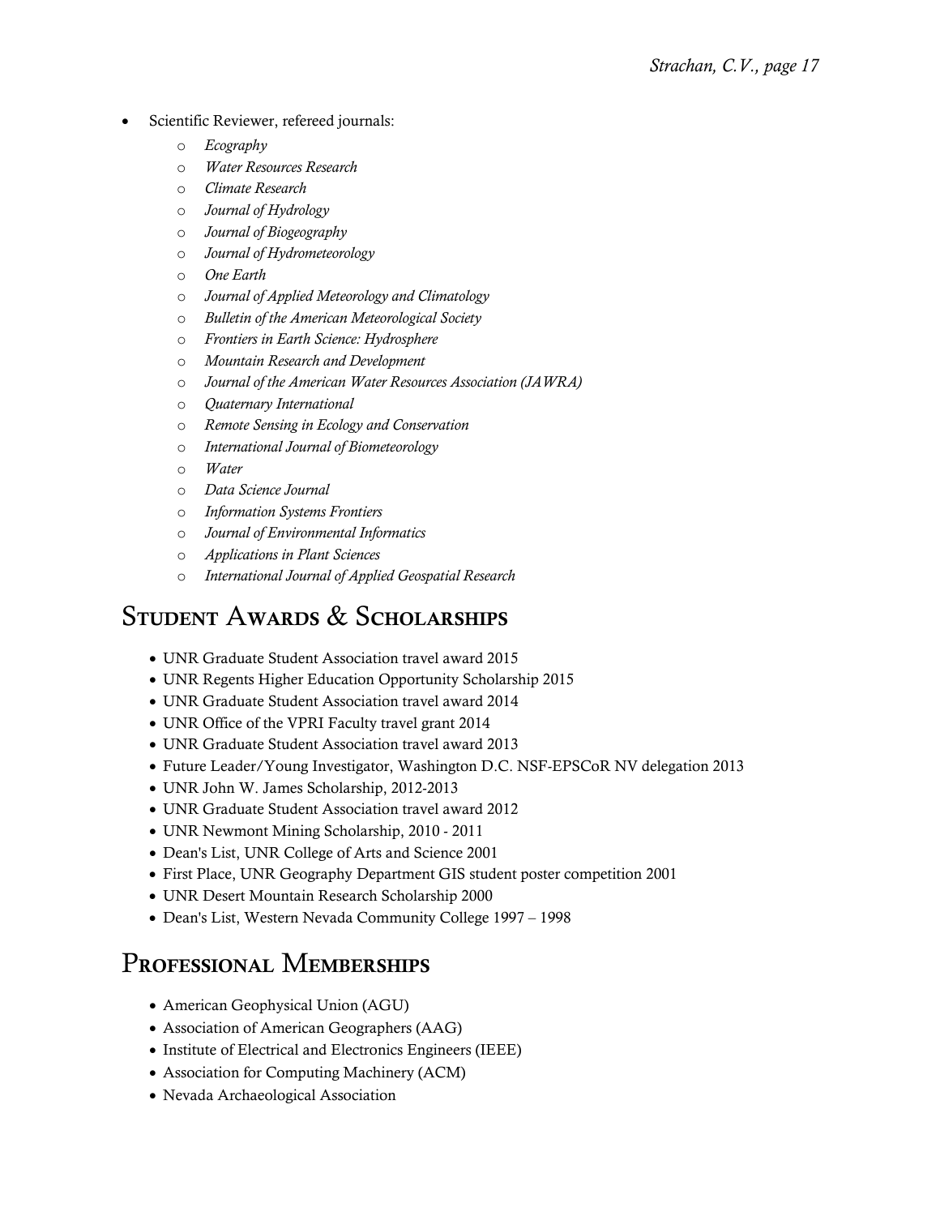- Scientific Reviewer, refereed journals:
    - *Ecography*
    - *Water Resources Research*
    - *Climate Research*
    - *Journal of Hydrology*
    - *Journal of Biogeography*
    - *Journal of Hydrometeorology*
    - *One Earth*
    - *Journal of Applied Meteorology and Climatology*
    - *Bulletin of the American Meteorological Society*
    - *Frontiers in Earth Science: Hydrosphere*
    - *Mountain Research and Development*
    - *Journal of the American Water Resources Association (JAWRA)*
    - *Quaternary International*
    - *Remote Sensing in Ecology and Conservation*
    - *International Journal of Biometeorology*
    - *Water*
    - *Data Science Journal*
    - *Information Systems Frontiers*
    - *Journal of Environmental Informatics*
    - *Applications in Plant Sciences*
    - *International Journal of Applied Geospatial Research*

## Student Awards & Scholarships

- UNR Graduate Student Association travel award 2015
- UNR Regents Higher Education Opportunity Scholarship 2015
- UNR Graduate Student Association travel award 2014
- UNR Office of the VPRI Faculty travel grant 2014
- UNR Graduate Student Association travel award 2013
- Future Leader/Young Investigator, Washington D.C. NSF-EPSCoR NV delegation 2013
- UNR John W. James Scholarship, 2012-2013
- UNR Graduate Student Association travel award 2012
- UNR Newmont Mining Scholarship, 2010 - 2011
- Dean's List, UNR College of Arts and Science 2001
- First Place, UNR Geography Department GIS student poster competition 2001
- UNR Desert Mountain Research Scholarship 2000
- Dean's List, Western Nevada Community College 1997 – 1998

## Professional Memberships

- American Geophysical Union (AGU)
- Association of American Geographers (AAG)
- Institute of Electrical and Electronics Engineers (IEEE)
- Association for Computing Machinery (ACM)
- Nevada Archaeological Association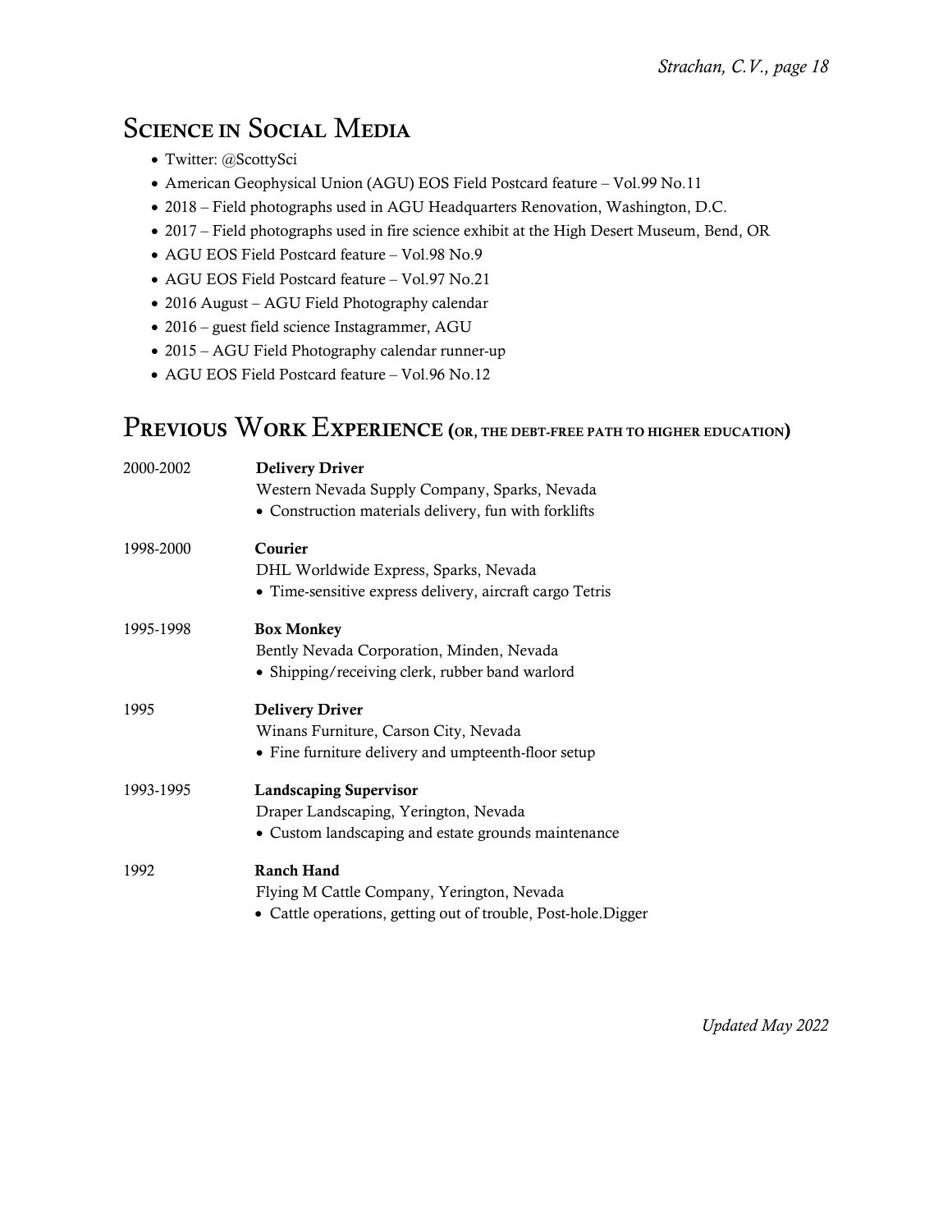## Science in Social Media

- Twitter: @ScottySci
- American Geophysical Union (AGU) EOS Field Postcard feature – Vol.99 No.11
- 2018 – Field photographs used in AGU Headquarters Renovation, Washington, D.C.
- 2017 – Field photographs used in fire science exhibit at the High Desert Museum, Bend, OR
- AGU EOS Field Postcard feature – Vol.98 No.9
- AGU EOS Field Postcard feature – Vol.97 No.21
- 2016 August – AGU Field Photography calendar
- 2016 – guest field science Instagrammer, AGU
- 2015 – AGU Field Photography calendar runner-up
- AGU EOS Field Postcard feature – Vol.96 No.12

## Previous Work Experience (or, the debt-free path to higher education)

2000-2002 **Delivery Driver**
Western Nevada Supply Company, Sparks, Nevada
- Construction materials delivery, fun with forklifts

1998-2000 **Courier**
DHL Worldwide Express, Sparks, Nevada
- Time-sensitive express delivery, aircraft cargo Tetris

1995-1998 **Box Monkey**
Bently Nevada Corporation, Minden, Nevada
- Shipping/receiving clerk, rubber band warlord

1995 **Delivery Driver**
Winans Furniture, Carson City, Nevada
- Fine furniture delivery and umpteenth-floor setup

1993-1995 **Landscaping Supervisor**
Draper Landscaping, Yerington, Nevada
- Custom landscaping and estate grounds maintenance

1992 **Ranch Hand**
Flying M Cattle Company, Yerington, Nevada
- Cattle operations, getting out of trouble, Post-hole.Digger

*Updated May 2022*